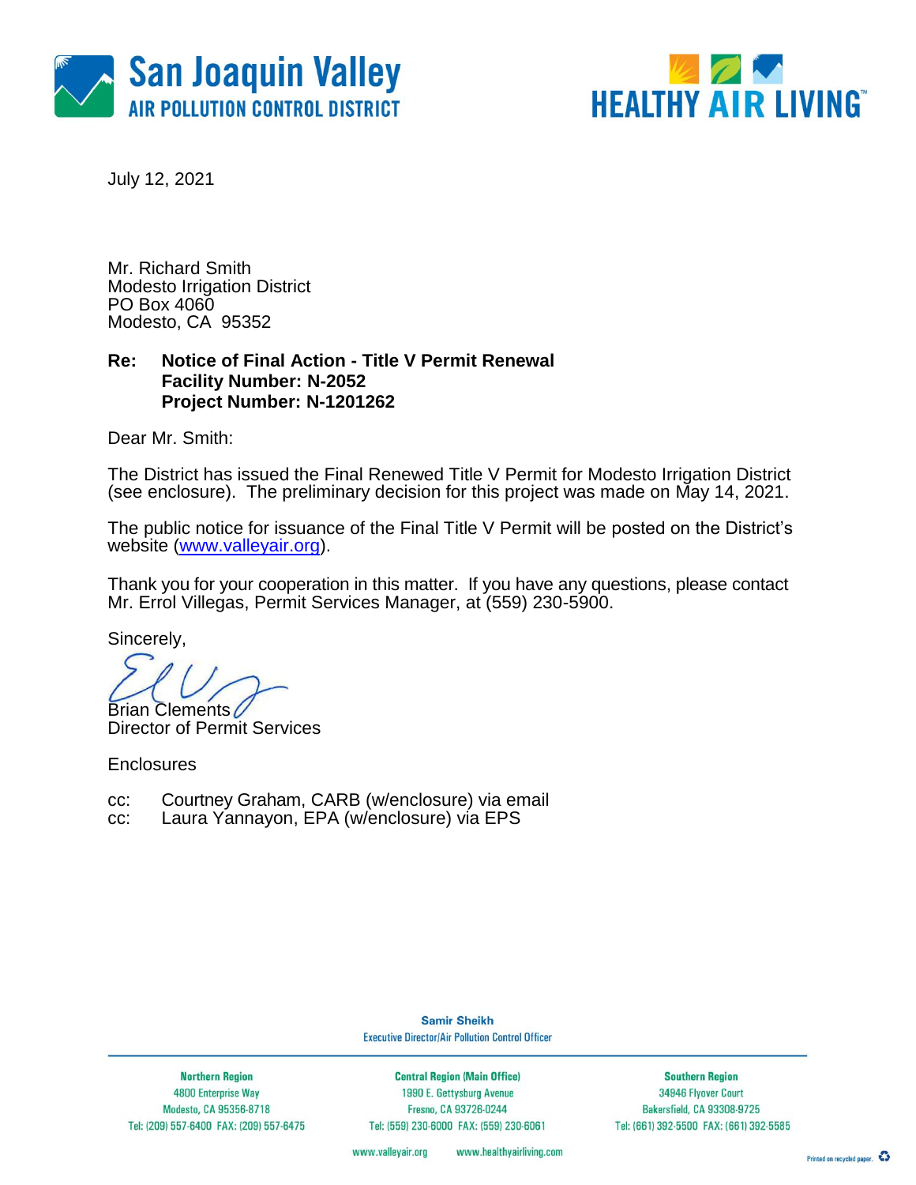San Joaquin Valley
AIR POLLUTION CONTROL DISTRICT

HEALTHY AIR LIVING™

July 12, 2021

Mr. Richard Smith
Modesto Irrigation District
PO Box 4060
Modesto, CA 95352

**Re: Notice of Final Action - Title V Permit Renewal**
**Facility Number: N-2052**
**Project Number: N-1201262**

Dear Mr. Smith:

The District has issued the Final Renewed Title V Permit for Modesto Irrigation District (see enclosure). The preliminary decision for this project was made on May 14, 2021.

The public notice for issuance of the Final Title V Permit will be posted on the District's website (www.valleyair.org).

Thank you for your cooperation in this matter. If you have any questions, please contact Mr. Errol Villegas, Permit Services Manager, at (559) 230-5900.

Sincerely,

Brian Clements
Director of Permit Services

Enclosures

cc: Courtney Graham, CARB (w/enclosure) via email
cc: Laura Yannayon, EPA (w/enclosure) via EPS

**Samir Sheikh**
Executive Director/Air Pollution Control Officer

| Northern Region | Central Region (Main Office) | Southern Region |
|---|---|---|
| 4800 Enterprise Way | 1990 E. Gettysburg Avenue | 34946 Flyover Court |
| Modesto, CA 95356-8718 | Fresno, CA 93726-0244 | Bakersfield, CA 93308-9725 |
| Tel: (209) 557-6400 FAX: (209) 557-6475 | Tel: (559) 230-6000 FAX: (559) 230-6061 | Tel: (661) 392-5500 FAX: (661) 392-5585 |

www.valleyair.org www.healthyairliving.com

Printed on recycled paper.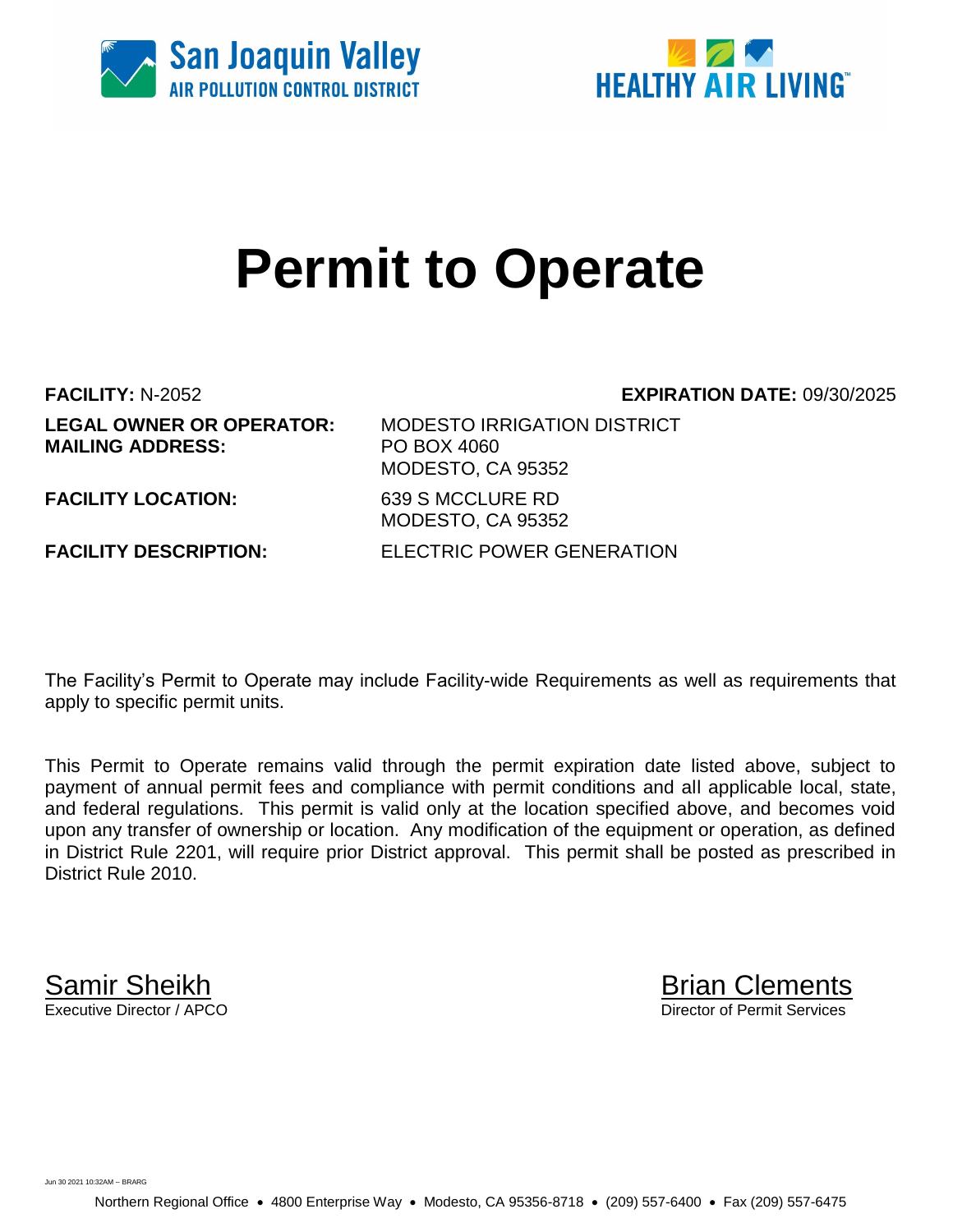San Joaquin Valley
AIR POLLUTION CONTROL DISTRICT

HEALTHY AIR LIVING™

# Permit to Operate

**FACILITY:** N-2052

**EXPIRATION DATE:** 09/30/2025

**LEGAL OWNER OR OPERATOR:** MODESTO IRRIGATION DISTRICT
**MAILING ADDRESS:** PO BOX 4060
MODESTO, CA 95352

**FACILITY LOCATION:** 639 S MCCLURE RD
MODESTO, CA 95352

**FACILITY DESCRIPTION:** ELECTRIC POWER GENERATION

The Facility's Permit to Operate may include Facility-wide Requirements as well as requirements that apply to specific permit units.

This Permit to Operate remains valid through the permit expiration date listed above, subject to payment of annual permit fees and compliance with permit conditions and all applicable local, state, and federal regulations. This permit is valid only at the location specified above, and becomes void upon any transfer of ownership or location. Any modification of the equipment or operation, as defined in District Rule 2201, will require prior District approval. This permit shall be posted as prescribed in District Rule 2010.

Samir Sheikh
Executive Director / APCO

Brian Clements
Director of Permit Services

Jun 30 2021 10:32AM -- BRARG

Northern Regional Office • 4800 Enterprise Way • Modesto, CA 95356-8718 • (209) 557-6400 • Fax (209) 557-6475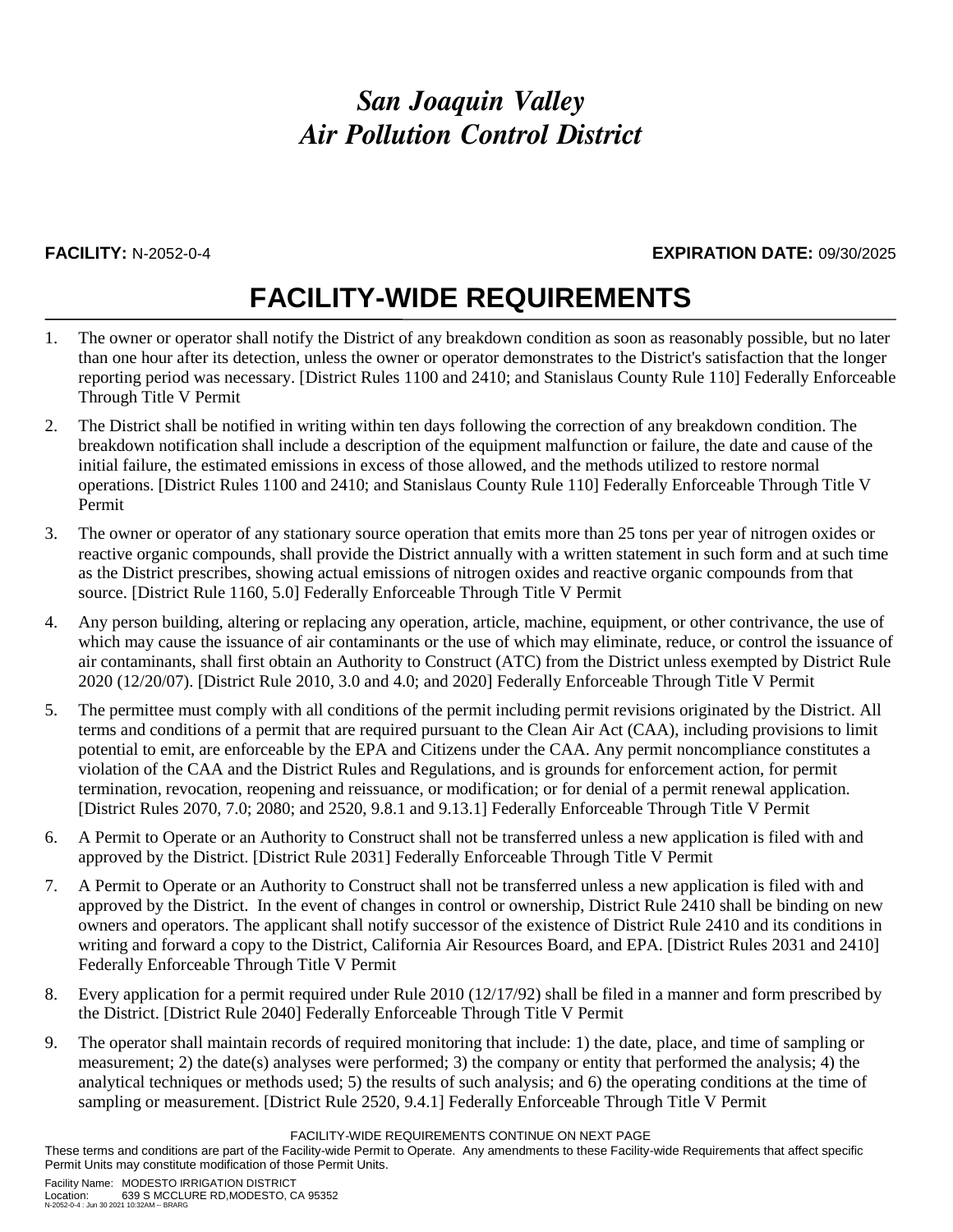# San Joaquin Valley
# Air Pollution Control District

**FACILITY:** N-2052-0-4 **EXPIRATION DATE:** 09/30/2025

## FACILITY-WIDE REQUIREMENTS

1. The owner or operator shall notify the District of any breakdown condition as soon as reasonably possible, but no later than one hour after its detection, unless the owner or operator demonstrates to the District's satisfaction that the longer reporting period was necessary. [District Rules 1100 and 2410; and Stanislaus County Rule 110] Federally Enforceable Through Title V Permit

2. The District shall be notified in writing within ten days following the correction of any breakdown condition. The breakdown notification shall include a description of the equipment malfunction or failure, the date and cause of the initial failure, the estimated emissions in excess of those allowed, and the methods utilized to restore normal operations. [District Rules 1100 and 2410; and Stanislaus County Rule 110] Federally Enforceable Through Title V Permit

3. The owner or operator of any stationary source operation that emits more than 25 tons per year of nitrogen oxides or reactive organic compounds, shall provide the District annually with a written statement in such form and at such time as the District prescribes, showing actual emissions of nitrogen oxides and reactive organic compounds from that source. [District Rule 1160, 5.0] Federally Enforceable Through Title V Permit

4. Any person building, altering or replacing any operation, article, machine, equipment, or other contrivance, the use of which may cause the issuance of air contaminants or the use of which may eliminate, reduce, or control the issuance of air contaminants, shall first obtain an Authority to Construct (ATC) from the District unless exempted by District Rule 2020 (12/20/07). [District Rule 2010, 3.0 and 4.0; and 2020] Federally Enforceable Through Title V Permit

5. The permittee must comply with all conditions of the permit including permit revisions originated by the District. All terms and conditions of a permit that are required pursuant to the Clean Air Act (CAA), including provisions to limit potential to emit, are enforceable by the EPA and Citizens under the CAA. Any permit noncompliance constitutes a violation of the CAA and the District Rules and Regulations, and is grounds for enforcement action, for permit termination, revocation, reopening and reissuance, or modification; or for denial of a permit renewal application. [District Rules 2070, 7.0; 2080; and 2520, 9.8.1 and 9.13.1] Federally Enforceable Through Title V Permit

6. A Permit to Operate or an Authority to Construct shall not be transferred unless a new application is filed with and approved by the District. [District Rule 2031] Federally Enforceable Through Title V Permit

7. A Permit to Operate or an Authority to Construct shall not be transferred unless a new application is filed with and approved by the District. In the event of changes in control or ownership, District Rule 2410 shall be binding on new owners and operators. The applicant shall notify successor of the existence of District Rule 2410 and its conditions in writing and forward a copy to the District, California Air Resources Board, and EPA. [District Rules 2031 and 2410] Federally Enforceable Through Title V Permit

8. Every application for a permit required under Rule 2010 (12/17/92) shall be filed in a manner and form prescribed by the District. [District Rule 2040] Federally Enforceable Through Title V Permit

9. The operator shall maintain records of required monitoring that include: 1) the date, place, and time of sampling or measurement; 2) the date(s) analyses were performed; 3) the company or entity that performed the analysis; 4) the analytical techniques or methods used; 5) the results of such analysis; and 6) the operating conditions at the time of sampling or measurement. [District Rule 2520, 9.4.1] Federally Enforceable Through Title V Permit

FACILITY-WIDE REQUIREMENTS CONTINUE ON NEXT PAGE

These terms and conditions are part of the Facility-wide Permit to Operate. Any amendments to these Facility-wide Requirements that affect specific Permit Units may constitute modification of those Permit Units.

Facility Name: MODESTO IRRIGATION DISTRICT
Location: 639 S MCCLURE RD,MODESTO, CA 95352
N-2052-0-4 : Jun 30 2021 10:32AM -- BRARG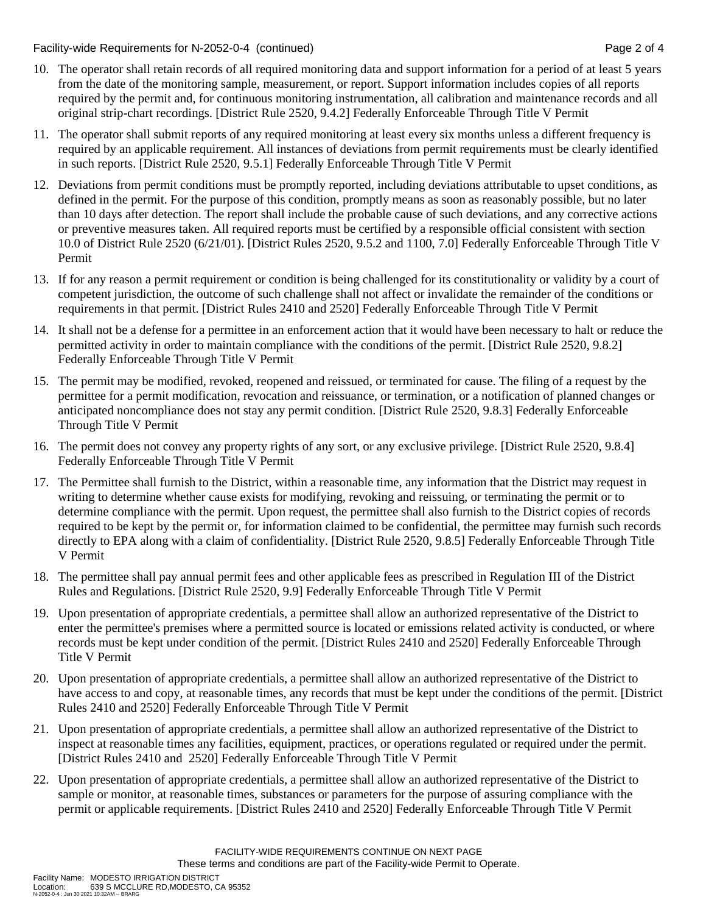10. The operator shall retain records of all required monitoring data and support information for a period of at least 5 years from the date of the monitoring sample, measurement, or report. Support information includes copies of all reports required by the permit and, for continuous monitoring instrumentation, all calibration and maintenance records and all original strip-chart recordings. [District Rule 2520, 9.4.2] Federally Enforceable Through Title V Permit

11. The operator shall submit reports of any required monitoring at least every six months unless a different frequency is required by an applicable requirement. All instances of deviations from permit requirements must be clearly identified in such reports. [District Rule 2520, 9.5.1] Federally Enforceable Through Title V Permit

12. Deviations from permit conditions must be promptly reported, including deviations attributable to upset conditions, as defined in the permit. For the purpose of this condition, promptly means as soon as reasonably possible, but no later than 10 days after detection. The report shall include the probable cause of such deviations, and any corrective actions or preventive measures taken. All required reports must be certified by a responsible official consistent with section 10.0 of District Rule 2520 (6/21/01). [District Rules 2520, 9.5.2 and 1100, 7.0] Federally Enforceable Through Title V Permit

13. If for any reason a permit requirement or condition is being challenged for its constitutionality or validity by a court of competent jurisdiction, the outcome of such challenge shall not affect or invalidate the remainder of the conditions or requirements in that permit. [District Rules 2410 and 2520] Federally Enforceable Through Title V Permit

14. It shall not be a defense for a permittee in an enforcement action that it would have been necessary to halt or reduce the permitted activity in order to maintain compliance with the conditions of the permit. [District Rule 2520, 9.8.2] Federally Enforceable Through Title V Permit

15. The permit may be modified, revoked, reopened and reissued, or terminated for cause. The filing of a request by the permittee for a permit modification, revocation and reissuance, or termination, or a notification of planned changes or anticipated noncompliance does not stay any permit condition. [District Rule 2520, 9.8.3] Federally Enforceable Through Title V Permit

16. The permit does not convey any property rights of any sort, or any exclusive privilege. [District Rule 2520, 9.8.4] Federally Enforceable Through Title V Permit

17. The Permittee shall furnish to the District, within a reasonable time, any information that the District may request in writing to determine whether cause exists for modifying, revoking and reissuing, or terminating the permit or to determine compliance with the permit. Upon request, the permittee shall also furnish to the District copies of records required to be kept by the permit or, for information claimed to be confidential, the permittee may furnish such records directly to EPA along with a claim of confidentiality. [District Rule 2520, 9.8.5] Federally Enforceable Through Title V Permit

18. The permittee shall pay annual permit fees and other applicable fees as prescribed in Regulation III of the District Rules and Regulations. [District Rule 2520, 9.9] Federally Enforceable Through Title V Permit

19. Upon presentation of appropriate credentials, a permittee shall allow an authorized representative of the District to enter the permittee's premises where a permitted source is located or emissions related activity is conducted, or where records must be kept under condition of the permit. [District Rules 2410 and 2520] Federally Enforceable Through Title V Permit

20. Upon presentation of appropriate credentials, a permittee shall allow an authorized representative of the District to have access to and copy, at reasonable times, any records that must be kept under the conditions of the permit. [District Rules 2410 and 2520] Federally Enforceable Through Title V Permit

21. Upon presentation of appropriate credentials, a permittee shall allow an authorized representative of the District to inspect at reasonable times any facilities, equipment, practices, or operations regulated or required under the permit. [District Rules 2410 and 2520] Federally Enforceable Through Title V Permit

22. Upon presentation of appropriate credentials, a permittee shall allow an authorized representative of the District to sample or monitor, at reasonable times, substances or parameters for the purpose of assuring compliance with the permit or applicable requirements. [District Rules 2410 and 2520] Federally Enforceable Through Title V Permit

FACILITY-WIDE REQUIREMENTS CONTINUE ON NEXT PAGE

These terms and conditions are part of the Facility-wide Permit to Operate.

Facility Name: MODESTO IRRIGATION DISTRICT
Location: 639 S MCCLURE RD,MODESTO, CA 95352
N-2052-0-4 : Jun 30 2021 10:32AM -- BRARG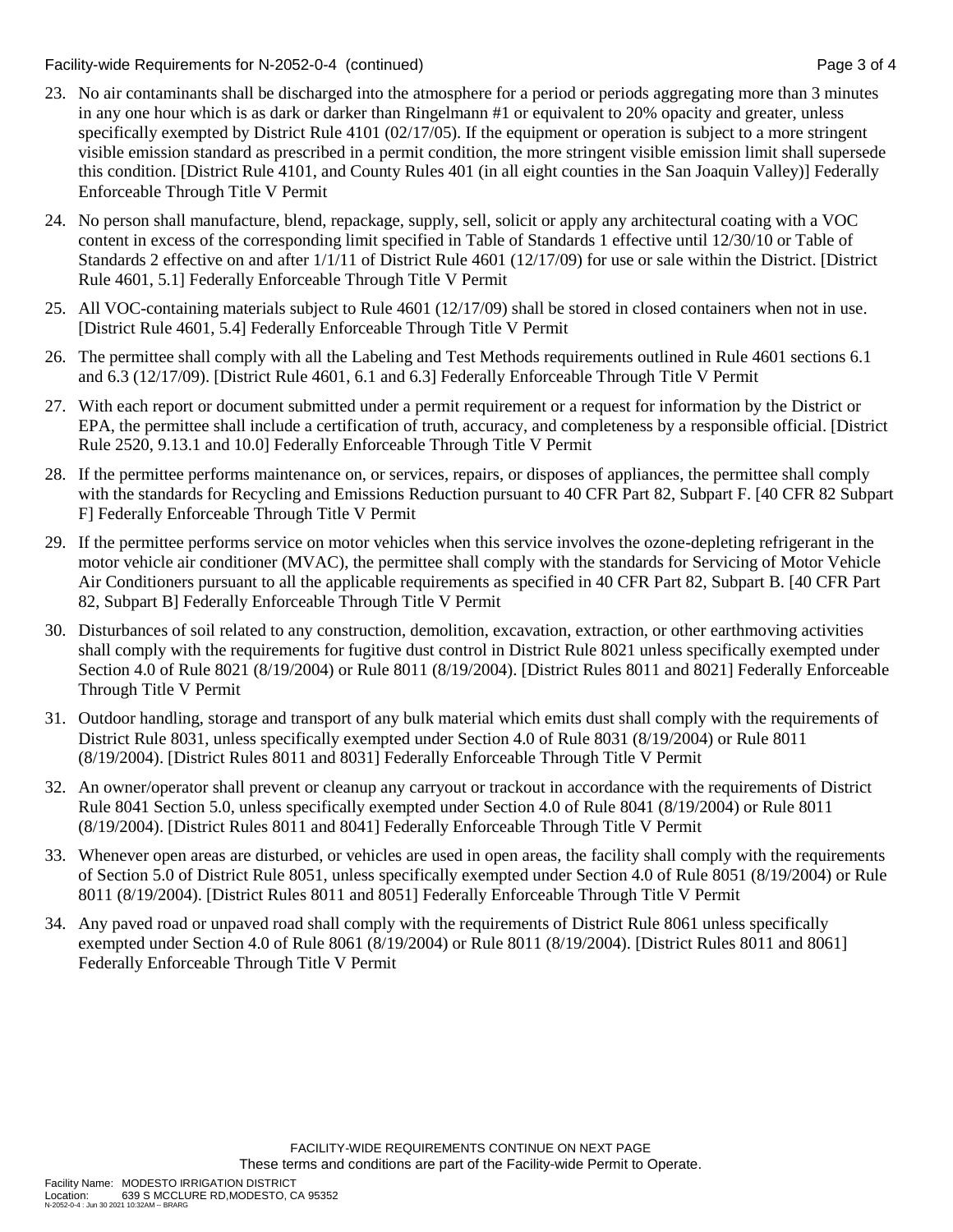23. No air contaminants shall be discharged into the atmosphere for a period or periods aggregating more than 3 minutes in any one hour which is as dark or darker than Ringelmann #1 or equivalent to 20% opacity and greater, unless specifically exempted by District Rule 4101 (02/17/05). If the equipment or operation is subject to a more stringent visible emission standard as prescribed in a permit condition, the more stringent visible emission limit shall supersede this condition. [District Rule 4101, and County Rules 401 (in all eight counties in the San Joaquin Valley)] Federally Enforceable Through Title V Permit

24. No person shall manufacture, blend, repackage, supply, sell, solicit or apply any architectural coating with a VOC content in excess of the corresponding limit specified in Table of Standards 1 effective until 12/30/10 or Table of Standards 2 effective on and after 1/1/11 of District Rule 4601 (12/17/09) for use or sale within the District. [District Rule 4601, 5.1] Federally Enforceable Through Title V Permit

25. All VOC-containing materials subject to Rule 4601 (12/17/09) shall be stored in closed containers when not in use. [District Rule 4601, 5.4] Federally Enforceable Through Title V Permit

26. The permittee shall comply with all the Labeling and Test Methods requirements outlined in Rule 4601 sections 6.1 and 6.3 (12/17/09). [District Rule 4601, 6.1 and 6.3] Federally Enforceable Through Title V Permit

27. With each report or document submitted under a permit requirement or a request for information by the District or EPA, the permittee shall include a certification of truth, accuracy, and completeness by a responsible official. [District Rule 2520, 9.13.1 and 10.0] Federally Enforceable Through Title V Permit

28. If the permittee performs maintenance on, or services, repairs, or disposes of appliances, the permittee shall comply with the standards for Recycling and Emissions Reduction pursuant to 40 CFR Part 82, Subpart F. [40 CFR 82 Subpart F] Federally Enforceable Through Title V Permit

29. If the permittee performs service on motor vehicles when this service involves the ozone-depleting refrigerant in the motor vehicle air conditioner (MVAC), the permittee shall comply with the standards for Servicing of Motor Vehicle Air Conditioners pursuant to all the applicable requirements as specified in 40 CFR Part 82, Subpart B. [40 CFR Part 82, Subpart B] Federally Enforceable Through Title V Permit

30. Disturbances of soil related to any construction, demolition, excavation, extraction, or other earthmoving activities shall comply with the requirements for fugitive dust control in District Rule 8021 unless specifically exempted under Section 4.0 of Rule 8021 (8/19/2004) or Rule 8011 (8/19/2004). [District Rules 8011 and 8021] Federally Enforceable Through Title V Permit

31. Outdoor handling, storage and transport of any bulk material which emits dust shall comply with the requirements of District Rule 8031, unless specifically exempted under Section 4.0 of Rule 8031 (8/19/2004) or Rule 8011 (8/19/2004). [District Rules 8011 and 8031] Federally Enforceable Through Title V Permit

32. An owner/operator shall prevent or cleanup any carryout or trackout in accordance with the requirements of District Rule 8041 Section 5.0, unless specifically exempted under Section 4.0 of Rule 8041 (8/19/2004) or Rule 8011 (8/19/2004). [District Rules 8011 and 8041] Federally Enforceable Through Title V Permit

33. Whenever open areas are disturbed, or vehicles are used in open areas, the facility shall comply with the requirements of Section 5.0 of District Rule 8051, unless specifically exempted under Section 4.0 of Rule 8051 (8/19/2004) or Rule 8011 (8/19/2004). [District Rules 8011 and 8051] Federally Enforceable Through Title V Permit

34. Any paved road or unpaved road shall comply with the requirements of District Rule 8061 unless specifically exempted under Section 4.0 of Rule 8061 (8/19/2004) or Rule 8011 (8/19/2004). [District Rules 8011 and 8061] Federally Enforceable Through Title V Permit

FACILITY-WIDE REQUIREMENTS CONTINUE ON NEXT PAGE

These terms and conditions are part of the Facility-wide Permit to Operate.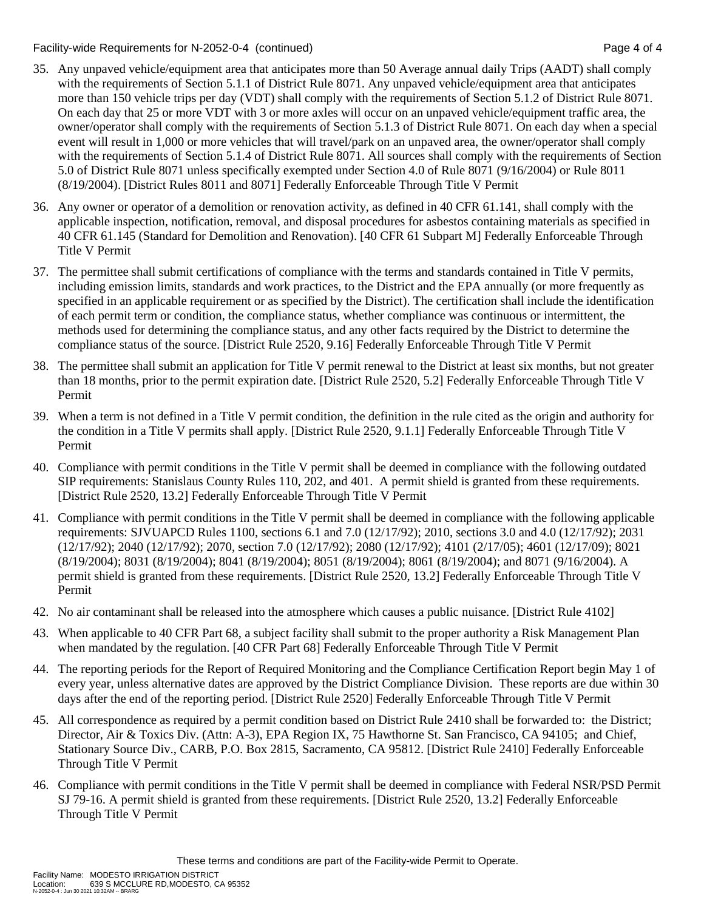35. Any unpaved vehicle/equipment area that anticipates more than 50 Average annual daily Trips (AADT) shall comply with the requirements of Section 5.1.1 of District Rule 8071. Any unpaved vehicle/equipment area that anticipates more than 150 vehicle trips per day (VDT) shall comply with the requirements of Section 5.1.2 of District Rule 8071. On each day that 25 or more VDT with 3 or more axles will occur on an unpaved vehicle/equipment traffic area, the owner/operator shall comply with the requirements of Section 5.1.3 of District Rule 8071. On each day when a special event will result in 1,000 or more vehicles that will travel/park on an unpaved area, the owner/operator shall comply with the requirements of Section 5.1.4 of District Rule 8071. All sources shall comply with the requirements of Section 5.0 of District Rule 8071 unless specifically exempted under Section 4.0 of Rule 8071 (9/16/2004) or Rule 8011 (8/19/2004). [District Rules 8011 and 8071] Federally Enforceable Through Title V Permit

36. Any owner or operator of a demolition or renovation activity, as defined in 40 CFR 61.141, shall comply with the applicable inspection, notification, removal, and disposal procedures for asbestos containing materials as specified in 40 CFR 61.145 (Standard for Demolition and Renovation). [40 CFR 61 Subpart M] Federally Enforceable Through Title V Permit

37. The permittee shall submit certifications of compliance with the terms and standards contained in Title V permits, including emission limits, standards and work practices, to the District and the EPA annually (or more frequently as specified in an applicable requirement or as specified by the District). The certification shall include the identification of each permit term or condition, the compliance status, whether compliance was continuous or intermittent, the methods used for determining the compliance status, and any other facts required by the District to determine the compliance status of the source. [District Rule 2520, 9.16] Federally Enforceable Through Title V Permit

38. The permittee shall submit an application for Title V permit renewal to the District at least six months, but not greater than 18 months, prior to the permit expiration date. [District Rule 2520, 5.2] Federally Enforceable Through Title V Permit

39. When a term is not defined in a Title V permit condition, the definition in the rule cited as the origin and authority for the condition in a Title V permits shall apply. [District Rule 2520, 9.1.1] Federally Enforceable Through Title V Permit

40. Compliance with permit conditions in the Title V permit shall be deemed in compliance with the following outdated SIP requirements: Stanislaus County Rules 110, 202, and 401. A permit shield is granted from these requirements. [District Rule 2520, 13.2] Federally Enforceable Through Title V Permit

41. Compliance with permit conditions in the Title V permit shall be deemed in compliance with the following applicable requirements: SJVUAPCD Rules 1100, sections 6.1 and 7.0 (12/17/92); 2010, sections 3.0 and 4.0 (12/17/92); 2031 (12/17/92); 2040 (12/17/92); 2070, section 7.0 (12/17/92); 2080 (12/17/92); 4101 (2/17/05); 4601 (12/17/09); 8021 (8/19/2004); 8031 (8/19/2004); 8041 (8/19/2004); 8051 (8/19/2004); 8061 (8/19/2004); and 8071 (9/16/2004). A permit shield is granted from these requirements. [District Rule 2520, 13.2] Federally Enforceable Through Title V Permit

42. No air contaminant shall be released into the atmosphere which causes a public nuisance. [District Rule 4102]

43. When applicable to 40 CFR Part 68, a subject facility shall submit to the proper authority a Risk Management Plan when mandated by the regulation. [40 CFR Part 68] Federally Enforceable Through Title V Permit

44. The reporting periods for the Report of Required Monitoring and the Compliance Certification Report begin May 1 of every year, unless alternative dates are approved by the District Compliance Division. These reports are due within 30 days after the end of the reporting period. [District Rule 2520] Federally Enforceable Through Title V Permit

45. All correspondence as required by a permit condition based on District Rule 2410 shall be forwarded to: the District; Director, Air & Toxics Div. (Attn: A-3), EPA Region IX, 75 Hawthorne St. San Francisco, CA 94105; and Chief, Stationary Source Div., CARB, P.O. Box 2815, Sacramento, CA 95812. [District Rule 2410] Federally Enforceable Through Title V Permit

46. Compliance with permit conditions in the Title V permit shall be deemed in compliance with Federal NSR/PSD Permit SJ 79-16. A permit shield is granted from these requirements. [District Rule 2520, 13.2] Federally Enforceable Through Title V Permit

These terms and conditions are part of the Facility-wide Permit to Operate.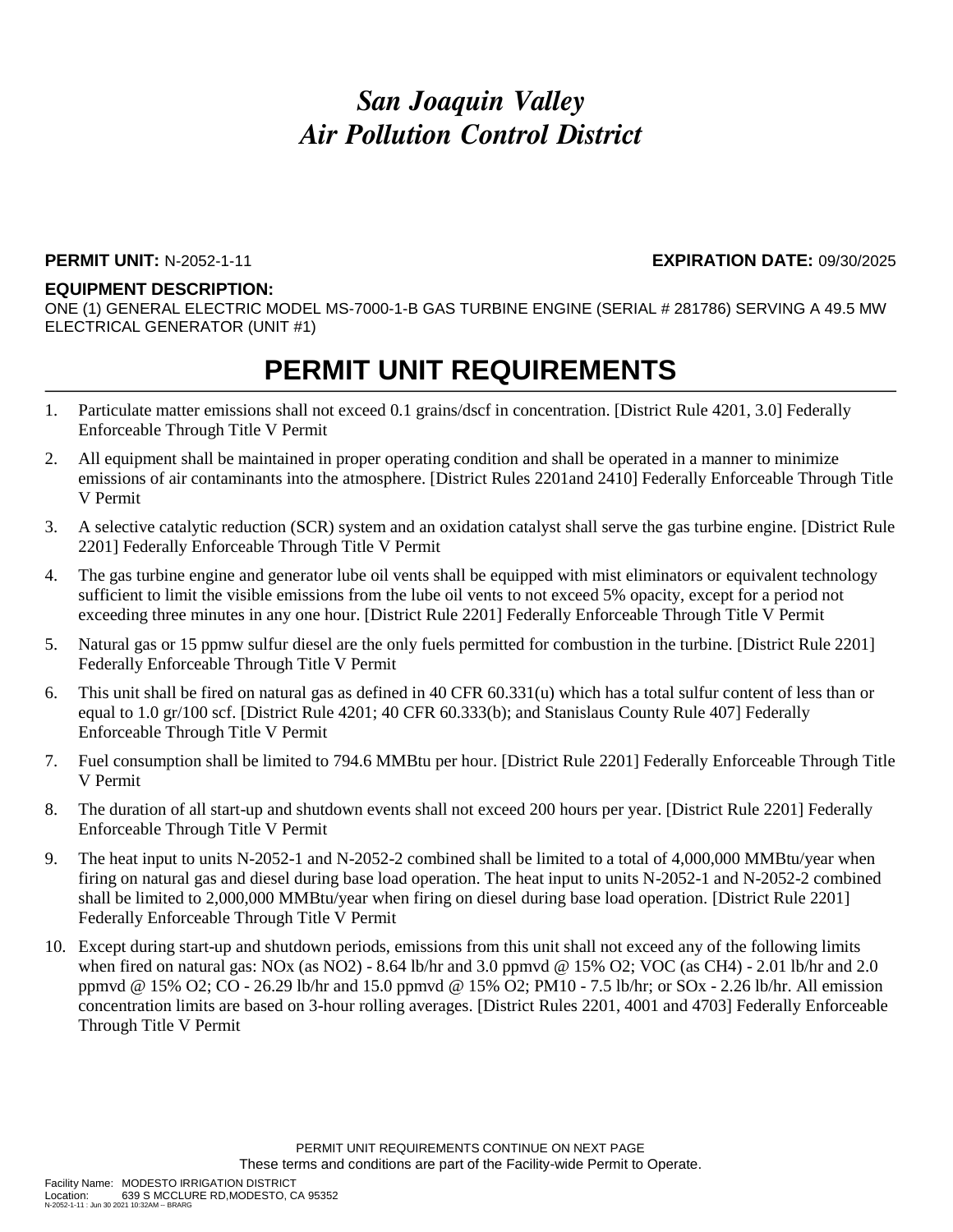# *San Joaquin Valley*
# *Air Pollution Control District*

**PERMIT UNIT:** N-2052-1-11 **EXPIRATION DATE:** 09/30/2025

**EQUIPMENT DESCRIPTION:**
ONE (1) GENERAL ELECTRIC MODEL MS-7000-1-B GAS TURBINE ENGINE (SERIAL # 281786) SERVING A 49.5 MW ELECTRICAL GENERATOR (UNIT #1)

## PERMIT UNIT REQUIREMENTS

1. Particulate matter emissions shall not exceed 0.1 grains/dscf in concentration. [District Rule 4201, 3.0] Federally Enforceable Through Title V Permit
2. All equipment shall be maintained in proper operating condition and shall be operated in a manner to minimize emissions of air contaminants into the atmosphere. [District Rules 2201and 2410] Federally Enforceable Through Title V Permit
3. A selective catalytic reduction (SCR) system and an oxidation catalyst shall serve the gas turbine engine. [District Rule 2201] Federally Enforceable Through Title V Permit
4. The gas turbine engine and generator lube oil vents shall be equipped with mist eliminators or equivalent technology sufficient to limit the visible emissions from the lube oil vents to not exceed 5% opacity, except for a period not exceeding three minutes in any one hour. [District Rule 2201] Federally Enforceable Through Title V Permit
5. Natural gas or 15 ppmw sulfur diesel are the only fuels permitted for combustion in the turbine. [District Rule 2201] Federally Enforceable Through Title V Permit
6. This unit shall be fired on natural gas as defined in 40 CFR 60.331(u) which has a total sulfur content of less than or equal to 1.0 gr/100 scf. [District Rule 4201; 40 CFR 60.333(b); and Stanislaus County Rule 407] Federally Enforceable Through Title V Permit
7. Fuel consumption shall be limited to 794.6 MMBtu per hour. [District Rule 2201] Federally Enforceable Through Title V Permit
8. The duration of all start-up and shutdown events shall not exceed 200 hours per year. [District Rule 2201] Federally Enforceable Through Title V Permit
9. The heat input to units N-2052-1 and N-2052-2 combined shall be limited to a total of 4,000,000 MMBtu/year when firing on natural gas and diesel during base load operation. The heat input to units N-2052-1 and N-2052-2 combined shall be limited to 2,000,000 MMBtu/year when firing on diesel during base load operation. [District Rule 2201] Federally Enforceable Through Title V Permit
10. Except during start-up and shutdown periods, emissions from this unit shall not exceed any of the following limits when fired on natural gas: NOx (as NO2) - 8.64 lb/hr and 3.0 ppmvd @ 15% O2; VOC (as CH4) - 2.01 lb/hr and 2.0 ppmvd @ 15% O2; CO - 26.29 lb/hr and 15.0 ppmvd @ 15% O2; PM10 - 7.5 lb/hr; or SOx - 2.26 lb/hr. All emission concentration limits are based on 3-hour rolling averages. [District Rules 2201, 4001 and 4703] Federally Enforceable Through Title V Permit

PERMIT UNIT REQUIREMENTS CONTINUE ON NEXT PAGE
These terms and conditions are part of the Facility-wide Permit to Operate.

Facility Name: MODESTO IRRIGATION DISTRICT
Location: 639 S MCCLURE RD,MODESTO, CA 95352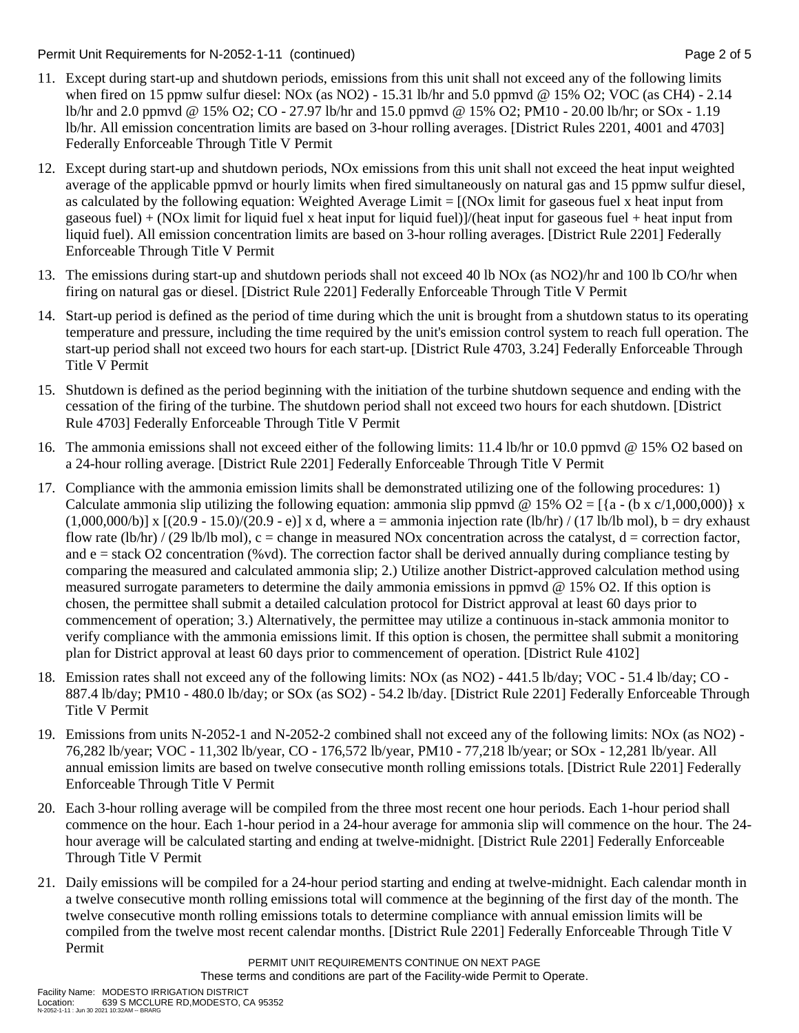11. Except during start-up and shutdown periods, emissions from this unit shall not exceed any of the following limits when fired on 15 ppmw sulfur diesel: NOx (as $NO_2$) - 15.31 lb/hr and 5.0 ppmvd @ 15% $O_2$; VOC (as $CH_4$) - 2.14 lb/hr and 2.0 ppmvd @ 15% $O_2$; CO - 27.97 lb/hr and 15.0 ppmvd @ 15% $O_2$; PM10 - 20.00 lb/hr; or SOx - 1.19 lb/hr. All emission concentration limits are based on 3-hour rolling averages. [District Rules 2201, 4001 and 4703] Federally Enforceable Through Title V Permit

12. Except during start-up and shutdown periods, NOx emissions from this unit shall not exceed the heat input weighted average of the applicable ppmvd or hourly limits when fired simultaneously on natural gas and 15 ppmw sulfur diesel, as calculated by the following equation: Weighted Average Limit = [(NOx limit for gaseous fuel x heat input from gaseous fuel) + (NOx limit for liquid fuel x heat input for liquid fuel)]/(heat input for gaseous fuel + heat input from liquid fuel). All emission concentration limits are based on 3-hour rolling averages. [District Rule 2201] Federally Enforceable Through Title V Permit

13. The emissions during start-up and shutdown periods shall not exceed 40 lb NOx (as $NO_2$)/hr and 100 lb CO/hr when firing on natural gas or diesel. [District Rule 2201] Federally Enforceable Through Title V Permit

14. Start-up period is defined as the period of time during which the unit is brought from a shutdown status to its operating temperature and pressure, including the time required by the unit's emission control system to reach full operation. The start-up period shall not exceed two hours for each start-up. [District Rule 4703, 3.24] Federally Enforceable Through Title V Permit

15. Shutdown is defined as the period beginning with the initiation of the turbine shutdown sequence and ending with the cessation of the firing of the turbine. The shutdown period shall not exceed two hours for each shutdown. [District Rule 4703] Federally Enforceable Through Title V Permit

16. The ammonia emissions shall not exceed either of the following limits: 11.4 lb/hr or 10.0 ppmvd @ 15% $O_2$ based on a 24-hour rolling average. [District Rule 2201] Federally Enforceable Through Title V Permit

17. Compliance with the ammonia emission limits shall be demonstrated utilizing one of the following procedures: 1) Calculate ammonia slip utilizing the following equation: ammonia slip ppmvd @ 15% $O_2$ = $[\{a - (b \times c/1{,}000{,}000)\} \times (1{,}000{,}000/b)] \times [(20.9 - 15.0)/(20.9 - e)] \times d$, where a = ammonia injection rate (lb/hr) / (17 lb/lb mol), b = dry exhaust flow rate (lb/hr) / (29 lb/lb mol), c = change in measured NOx concentration across the catalyst, d = correction factor, and e = stack $O_2$ concentration (%vd). The correction factor shall be derived annually during compliance testing by comparing the measured and calculated ammonia slip; 2.) Utilize another District-approved calculation method using measured surrogate parameters to determine the daily ammonia emissions in ppmvd @ 15% $O_2$. If this option is chosen, the permittee shall submit a detailed calculation protocol for District approval at least 60 days prior to commencement of operation; 3.) Alternatively, the permittee may utilize a continuous in-stack ammonia monitor to verify compliance with the ammonia emissions limit. If this option is chosen, the permittee shall submit a monitoring plan for District approval at least 60 days prior to commencement of operation. [District Rule 4102]

18. Emission rates shall not exceed any of the following limits: NOx (as $NO_2$) - 441.5 lb/day; VOC - 51.4 lb/day; CO - 887.4 lb/day; PM10 - 480.0 lb/day; or SOx (as $SO_2$) - 54.2 lb/day. [District Rule 2201] Federally Enforceable Through Title V Permit

19. Emissions from units N-2052-1 and N-2052-2 combined shall not exceed any of the following limits: NOx (as $NO_2$) - 76,282 lb/year; VOC - 11,302 lb/year, CO - 176,572 lb/year, PM10 - 77,218 lb/year; or SOx - 12,281 lb/year. All annual emission limits are based on twelve consecutive month rolling emissions totals. [District Rule 2201] Federally Enforceable Through Title V Permit

20. Each 3-hour rolling average will be compiled from the three most recent one hour periods. Each 1-hour period shall commence on the hour. Each 1-hour period in a 24-hour average for ammonia slip will commence on the hour. The 24-hour average will be calculated starting and ending at twelve-midnight. [District Rule 2201] Federally Enforceable Through Title V Permit

21. Daily emissions will be compiled for a 24-hour period starting and ending at twelve-midnight. Each calendar month in a twelve consecutive month rolling emissions total will commence at the beginning of the first day of the month. The twelve consecutive month rolling emissions totals to determine compliance with annual emission limits will be compiled from the twelve most recent calendar months. [District Rule 2201] Federally Enforceable Through Title V Permit

PERMIT UNIT REQUIREMENTS CONTINUE ON NEXT PAGE
These terms and conditions are part of the Facility-wide Permit to Operate.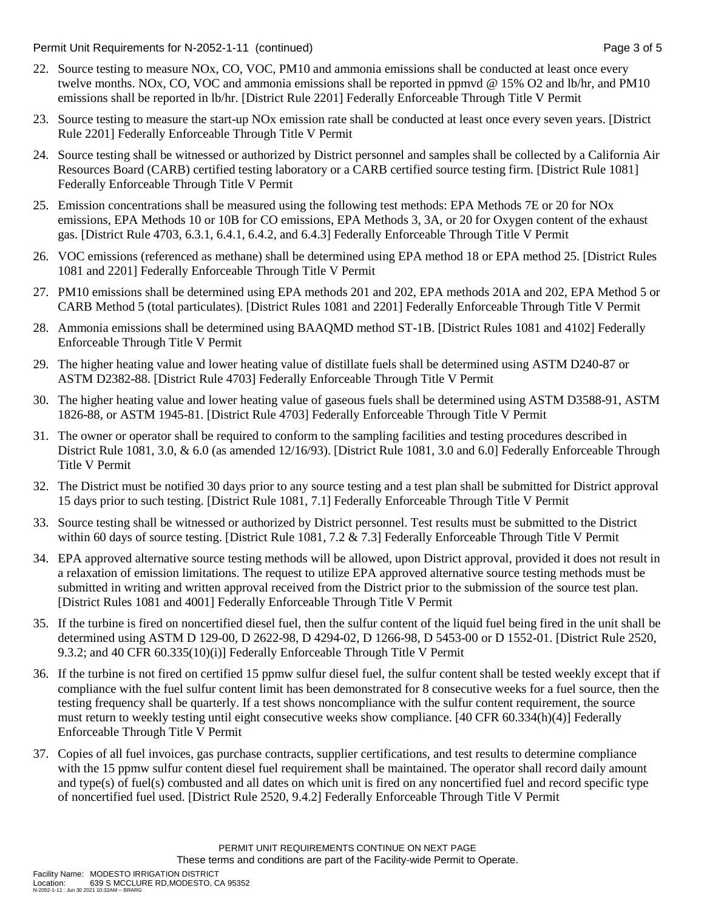22. Source testing to measure NOx, CO, VOC, PM10 and ammonia emissions shall be conducted at least once every twelve months. NOx, CO, VOC and ammonia emissions shall be reported in ppmvd @ 15% O2 and lb/hr, and PM10 emissions shall be reported in lb/hr. [District Rule 2201] Federally Enforceable Through Title V Permit

23. Source testing to measure the start-up NOx emission rate shall be conducted at least once every seven years. [District Rule 2201] Federally Enforceable Through Title V Permit

24. Source testing shall be witnessed or authorized by District personnel and samples shall be collected by a California Air Resources Board (CARB) certified testing laboratory or a CARB certified source testing firm. [District Rule 1081] Federally Enforceable Through Title V Permit

25. Emission concentrations shall be measured using the following test methods: EPA Methods 7E or 20 for NOx emissions, EPA Methods 10 or 10B for CO emissions, EPA Methods 3, 3A, or 20 for Oxygen content of the exhaust gas. [District Rule 4703, 6.3.1, 6.4.1, 6.4.2, and 6.4.3] Federally Enforceable Through Title V Permit

26. VOC emissions (referenced as methane) shall be determined using EPA method 18 or EPA method 25. [District Rules 1081 and 2201] Federally Enforceable Through Title V Permit

27. PM10 emissions shall be determined using EPA methods 201 and 202, EPA methods 201A and 202, EPA Method 5 or CARB Method 5 (total particulates). [District Rules 1081 and 2201] Federally Enforceable Through Title V Permit

28. Ammonia emissions shall be determined using BAAQMD method ST-1B. [District Rules 1081 and 4102] Federally Enforceable Through Title V Permit

29. The higher heating value and lower heating value of distillate fuels shall be determined using ASTM D240-87 or ASTM D2382-88. [District Rule 4703] Federally Enforceable Through Title V Permit

30. The higher heating value and lower heating value of gaseous fuels shall be determined using ASTM D3588-91, ASTM 1826-88, or ASTM 1945-81. [District Rule 4703] Federally Enforceable Through Title V Permit

31. The owner or operator shall be required to conform to the sampling facilities and testing procedures described in District Rule 1081, 3.0, & 6.0 (as amended 12/16/93). [District Rule 1081, 3.0 and 6.0] Federally Enforceable Through Title V Permit

32. The District must be notified 30 days prior to any source testing and a test plan shall be submitted for District approval 15 days prior to such testing. [District Rule 1081, 7.1] Federally Enforceable Through Title V Permit

33. Source testing shall be witnessed or authorized by District personnel. Test results must be submitted to the District within 60 days of source testing. [District Rule 1081, 7.2 & 7.3] Federally Enforceable Through Title V Permit

34. EPA approved alternative source testing methods will be allowed, upon District approval, provided it does not result in a relaxation of emission limitations. The request to utilize EPA approved alternative source testing methods must be submitted in writing and written approval received from the District prior to the submission of the source test plan. [District Rules 1081 and 4001] Federally Enforceable Through Title V Permit

35. If the turbine is fired on noncertified diesel fuel, then the sulfur content of the liquid fuel being fired in the unit shall be determined using ASTM D 129-00, D 2622-98, D 4294-02, D 1266-98, D 5453-00 or D 1552-01. [District Rule 2520, 9.3.2; and 40 CFR 60.335(10)(i)] Federally Enforceable Through Title V Permit

36. If the turbine is not fired on certified 15 ppmw sulfur diesel fuel, the sulfur content shall be tested weekly except that if compliance with the fuel sulfur content limit has been demonstrated for 8 consecutive weeks for a fuel source, then the testing frequency shall be quarterly. If a test shows noncompliance with the sulfur content requirement, the source must return to weekly testing until eight consecutive weeks show compliance. [40 CFR 60.334(h)(4)] Federally Enforceable Through Title V Permit

37. Copies of all fuel invoices, gas purchase contracts, supplier certifications, and test results to determine compliance with the 15 ppmw sulfur content diesel fuel requirement shall be maintained. The operator shall record daily amount and type(s) of fuel(s) combusted and all dates on which unit is fired on any noncertified fuel and record specific type of noncertified fuel used. [District Rule 2520, 9.4.2] Federally Enforceable Through Title V Permit

PERMIT UNIT REQUIREMENTS CONTINUE ON NEXT PAGE

These terms and conditions are part of the Facility-wide Permit to Operate.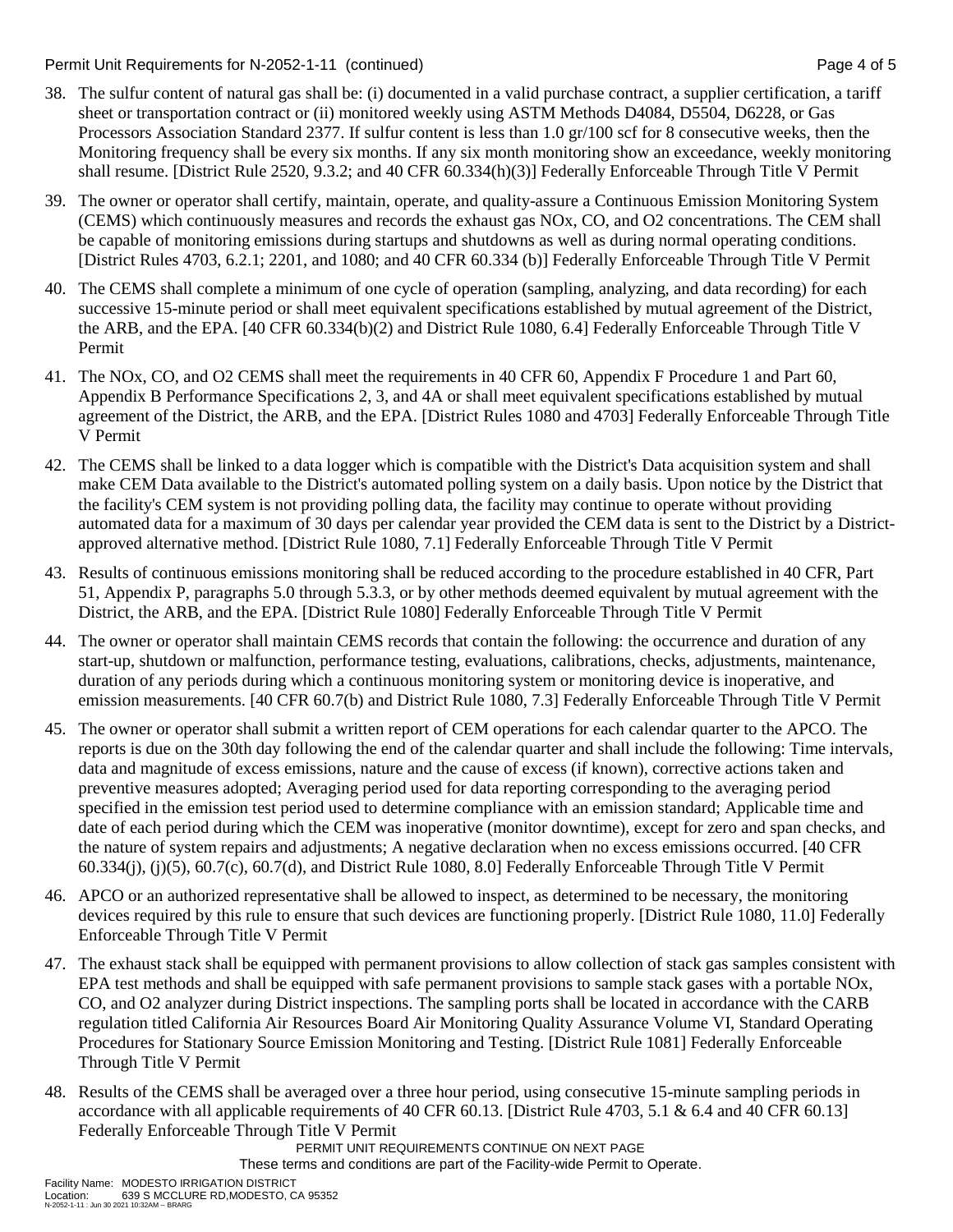38. The sulfur content of natural gas shall be: (i) documented in a valid purchase contract, a supplier certification, a tariff sheet or transportation contract or (ii) monitored weekly using ASTM Methods D4084, D5504, D6228, or Gas Processors Association Standard 2377. If sulfur content is less than 1.0 gr/100 scf for 8 consecutive weeks, then the Monitoring frequency shall be every six months. If any six month monitoring show an exceedance, weekly monitoring shall resume. [District Rule 2520, 9.3.2; and 40 CFR 60.334(h)(3)] Federally Enforceable Through Title V Permit

39. The owner or operator shall certify, maintain, operate, and quality-assure a Continuous Emission Monitoring System (CEMS) which continuously measures and records the exhaust gas NOx, CO, and O2 concentrations. The CEM shall be capable of monitoring emissions during startups and shutdowns as well as during normal operating conditions. [District Rules 4703, 6.2.1; 2201, and 1080; and 40 CFR 60.334 (b)] Federally Enforceable Through Title V Permit

40. The CEMS shall complete a minimum of one cycle of operation (sampling, analyzing, and data recording) for each successive 15-minute period or shall meet equivalent specifications established by mutual agreement of the District, the ARB, and the EPA. [40 CFR 60.334(b)(2) and District Rule 1080, 6.4] Federally Enforceable Through Title V Permit

41. The NOx, CO, and O2 CEMS shall meet the requirements in 40 CFR 60, Appendix F Procedure 1 and Part 60, Appendix B Performance Specifications 2, 3, and 4A or shall meet equivalent specifications established by mutual agreement of the District, the ARB, and the EPA. [District Rules 1080 and 4703] Federally Enforceable Through Title V Permit

42. The CEMS shall be linked to a data logger which is compatible with the District's Data acquisition system and shall make CEM Data available to the District's automated polling system on a daily basis. Upon notice by the District that the facility's CEM system is not providing polling data, the facility may continue to operate without providing automated data for a maximum of 30 days per calendar year provided the CEM data is sent to the District by a District-approved alternative method. [District Rule 1080, 7.1] Federally Enforceable Through Title V Permit

43. Results of continuous emissions monitoring shall be reduced according to the procedure established in 40 CFR, Part 51, Appendix P, paragraphs 5.0 through 5.3.3, or by other methods deemed equivalent by mutual agreement with the District, the ARB, and the EPA. [District Rule 1080] Federally Enforceable Through Title V Permit

44. The owner or operator shall maintain CEMS records that contain the following: the occurrence and duration of any start-up, shutdown or malfunction, performance testing, evaluations, calibrations, checks, adjustments, maintenance, duration of any periods during which a continuous monitoring system or monitoring device is inoperative, and emission measurements. [40 CFR 60.7(b) and District Rule 1080, 7.3] Federally Enforceable Through Title V Permit

45. The owner or operator shall submit a written report of CEM operations for each calendar quarter to the APCO. The reports is due on the 30th day following the end of the calendar quarter and shall include the following: Time intervals, data and magnitude of excess emissions, nature and the cause of excess (if known), corrective actions taken and preventive measures adopted; Averaging period used for data reporting corresponding to the averaging period specified in the emission test period used to determine compliance with an emission standard; Applicable time and date of each period during which the CEM was inoperative (monitor downtime), except for zero and span checks, and the nature of system repairs and adjustments; A negative declaration when no excess emissions occurred. [40 CFR 60.334(j), (j)(5), 60.7(c), 60.7(d), and District Rule 1080, 8.0] Federally Enforceable Through Title V Permit

46. APCO or an authorized representative shall be allowed to inspect, as determined to be necessary, the monitoring devices required by this rule to ensure that such devices are functioning properly. [District Rule 1080, 11.0] Federally Enforceable Through Title V Permit

47. The exhaust stack shall be equipped with permanent provisions to allow collection of stack gas samples consistent with EPA test methods and shall be equipped with safe permanent provisions to sample stack gases with a portable NOx, CO, and O2 analyzer during District inspections. The sampling ports shall be located in accordance with the CARB regulation titled California Air Resources Board Air Monitoring Quality Assurance Volume VI, Standard Operating Procedures for Stationary Source Emission Monitoring and Testing. [District Rule 1081] Federally Enforceable Through Title V Permit

48. Results of the CEMS shall be averaged over a three hour period, using consecutive 15-minute sampling periods in accordance with all applicable requirements of 40 CFR 60.13. [District Rule 4703, 5.1 & 6.4 and 40 CFR 60.13] Federally Enforceable Through Title V Permit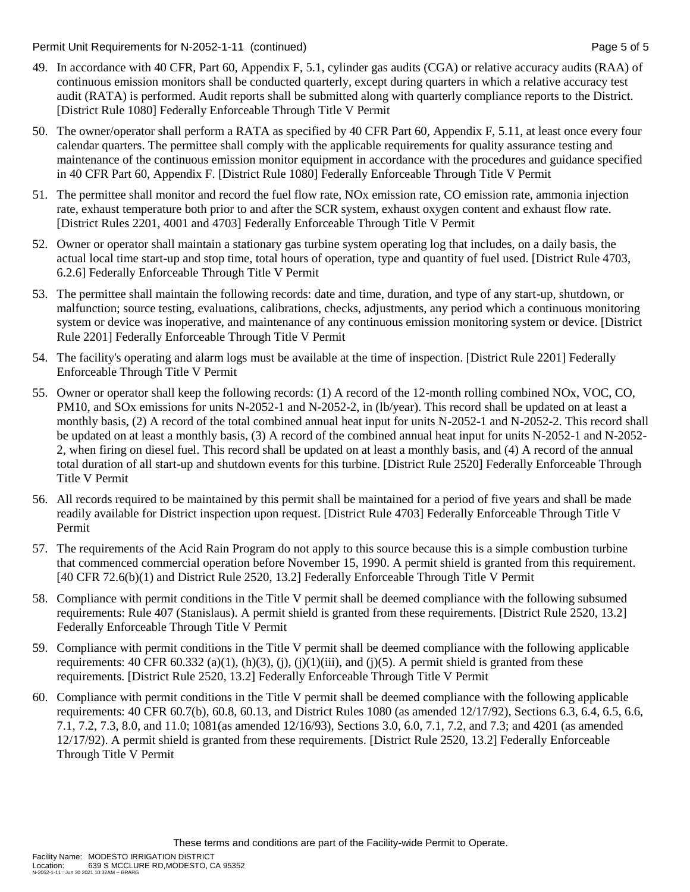49. In accordance with 40 CFR, Part 60, Appendix F, 5.1, cylinder gas audits (CGA) or relative accuracy audits (RAA) of continuous emission monitors shall be conducted quarterly, except during quarters in which a relative accuracy test audit (RATA) is performed. Audit reports shall be submitted along with quarterly compliance reports to the District. [District Rule 1080] Federally Enforceable Through Title V Permit

50. The owner/operator shall perform a RATA as specified by 40 CFR Part 60, Appendix F, 5.11, at least once every four calendar quarters. The permittee shall comply with the applicable requirements for quality assurance testing and maintenance of the continuous emission monitor equipment in accordance with the procedures and guidance specified in 40 CFR Part 60, Appendix F. [District Rule 1080] Federally Enforceable Through Title V Permit

51. The permittee shall monitor and record the fuel flow rate, NOx emission rate, CO emission rate, ammonia injection rate, exhaust temperature both prior to and after the SCR system, exhaust oxygen content and exhaust flow rate. [District Rules 2201, 4001 and 4703] Federally Enforceable Through Title V Permit

52. Owner or operator shall maintain a stationary gas turbine system operating log that includes, on a daily basis, the actual local time start-up and stop time, total hours of operation, type and quantity of fuel used. [District Rule 4703, 6.2.6] Federally Enforceable Through Title V Permit

53. The permittee shall maintain the following records: date and time, duration, and type of any start-up, shutdown, or malfunction; source testing, evaluations, calibrations, checks, adjustments, any period which a continuous monitoring system or device was inoperative, and maintenance of any continuous emission monitoring system or device. [District Rule 2201] Federally Enforceable Through Title V Permit

54. The facility's operating and alarm logs must be available at the time of inspection. [District Rule 2201] Federally Enforceable Through Title V Permit

55. Owner or operator shall keep the following records: (1) A record of the 12-month rolling combined NOx, VOC, CO, PM10, and SOx emissions for units N-2052-1 and N-2052-2, in (lb/year). This record shall be updated on at least a monthly basis, (2) A record of the total combined annual heat input for units N-2052-1 and N-2052-2. This record shall be updated on at least a monthly basis, (3) A record of the combined annual heat input for units N-2052-1 and N-2052-2, when firing on diesel fuel. This record shall be updated on at least a monthly basis, and (4) A record of the annual total duration of all start-up and shutdown events for this turbine. [District Rule 2520] Federally Enforceable Through Title V Permit

56. All records required to be maintained by this permit shall be maintained for a period of five years and shall be made readily available for District inspection upon request. [District Rule 4703] Federally Enforceable Through Title V Permit

57. The requirements of the Acid Rain Program do not apply to this source because this is a simple combustion turbine that commenced commercial operation before November 15, 1990. A permit shield is granted from this requirement. [40 CFR 72.6(b)(1) and District Rule 2520, 13.2] Federally Enforceable Through Title V Permit

58. Compliance with permit conditions in the Title V permit shall be deemed compliance with the following subsumed requirements: Rule 407 (Stanislaus). A permit shield is granted from these requirements. [District Rule 2520, 13.2] Federally Enforceable Through Title V Permit

59. Compliance with permit conditions in the Title V permit shall be deemed compliance with the following applicable requirements: 40 CFR 60.332 (a)(1), (h)(3), (j), (j)(1)(iii), and (j)(5). A permit shield is granted from these requirements. [District Rule 2520, 13.2] Federally Enforceable Through Title V Permit

60. Compliance with permit conditions in the Title V permit shall be deemed compliance with the following applicable requirements: 40 CFR 60.7(b), 60.8, 60.13, and District Rules 1080 (as amended 12/17/92), Sections 6.3, 6.4, 6.5, 6.6, 7.1, 7.2, 7.3, 8.0, and 11.0; 1081(as amended 12/16/93), Sections 3.0, 6.0, 7.1, 7.2, and 7.3; and 4201 (as amended 12/17/92). A permit shield is granted from these requirements. [District Rule 2520, 13.2] Federally Enforceable Through Title V Permit

These terms and conditions are part of the Facility-wide Permit to Operate.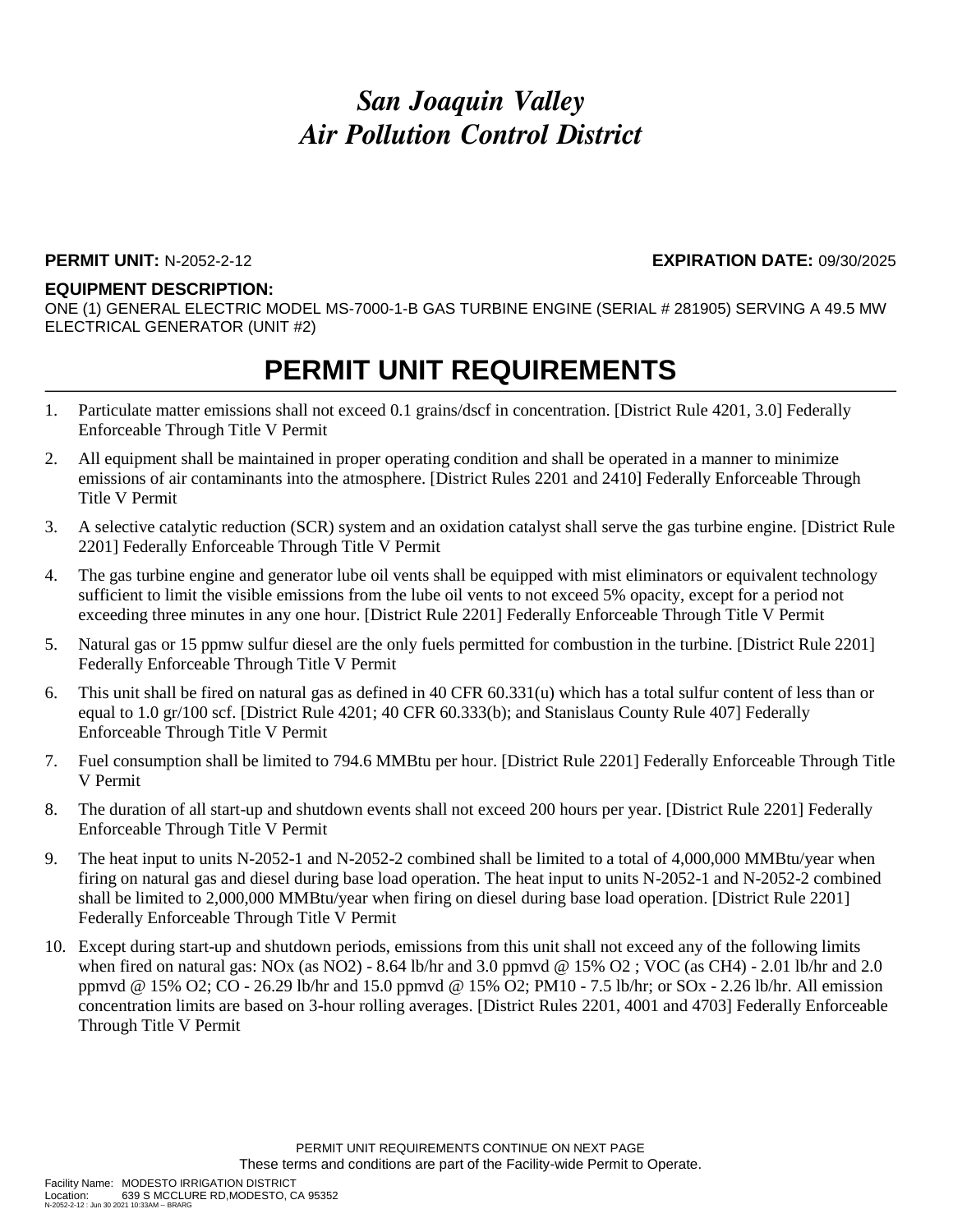# *San Joaquin Valley*
# *Air Pollution Control District*

**PERMIT UNIT:** N-2052-2-12 **EXPIRATION DATE:** 09/30/2025

**EQUIPMENT DESCRIPTION:**
ONE (1) GENERAL ELECTRIC MODEL MS-7000-1-B GAS TURBINE ENGINE (SERIAL # 281905) SERVING A 49.5 MW ELECTRICAL GENERATOR (UNIT #2)

## PERMIT UNIT REQUIREMENTS

1. Particulate matter emissions shall not exceed 0.1 grains/dscf in concentration. [District Rule 4201, 3.0] Federally Enforceable Through Title V Permit
2. All equipment shall be maintained in proper operating condition and shall be operated in a manner to minimize emissions of air contaminants into the atmosphere. [District Rules 2201 and 2410] Federally Enforceable Through Title V Permit
3. A selective catalytic reduction (SCR) system and an oxidation catalyst shall serve the gas turbine engine. [District Rule 2201] Federally Enforceable Through Title V Permit
4. The gas turbine engine and generator lube oil vents shall be equipped with mist eliminators or equivalent technology sufficient to limit the visible emissions from the lube oil vents to not exceed 5% opacity, except for a period not exceeding three minutes in any one hour. [District Rule 2201] Federally Enforceable Through Title V Permit
5. Natural gas or 15 ppmw sulfur diesel are the only fuels permitted for combustion in the turbine. [District Rule 2201] Federally Enforceable Through Title V Permit
6. This unit shall be fired on natural gas as defined in 40 CFR 60.331(u) which has a total sulfur content of less than or equal to 1.0 gr/100 scf. [District Rule 4201; 40 CFR 60.333(b); and Stanislaus County Rule 407] Federally Enforceable Through Title V Permit
7. Fuel consumption shall be limited to 794.6 MMBtu per hour. [District Rule 2201] Federally Enforceable Through Title V Permit
8. The duration of all start-up and shutdown events shall not exceed 200 hours per year. [District Rule 2201] Federally Enforceable Through Title V Permit
9. The heat input to units N-2052-1 and N-2052-2 combined shall be limited to a total of 4,000,000 MMBtu/year when firing on natural gas and diesel during base load operation. The heat input to units N-2052-1 and N-2052-2 combined shall be limited to 2,000,000 MMBtu/year when firing on diesel during base load operation. [District Rule 2201] Federally Enforceable Through Title V Permit
10. Except during start-up and shutdown periods, emissions from this unit shall not exceed any of the following limits when fired on natural gas: $NO_x$ (as $NO_2$) - 8.64 lb/hr and 3.0 ppmvd @ 15% $O_2$ ; VOC (as $CH_4$) - 2.01 lb/hr and 2.0 ppmvd @ 15% $O_2$; CO - 26.29 lb/hr and 15.0 ppmvd @ 15% $O_2$; $PM_{10}$ - 7.5 lb/hr; or $SO_x$ - 2.26 lb/hr. All emission concentration limits are based on 3-hour rolling averages. [District Rules 2201, 4001 and 4703] Federally Enforceable Through Title V Permit

PERMIT UNIT REQUIREMENTS CONTINUE ON NEXT PAGE
These terms and conditions are part of the Facility-wide Permit to Operate.

Facility Name: MODESTO IRRIGATION DISTRICT
Location: 639 S MCCLURE RD,MODESTO, CA 95352
N-2052-2-12 : Jun 30 2021 10:33AM -- BRARG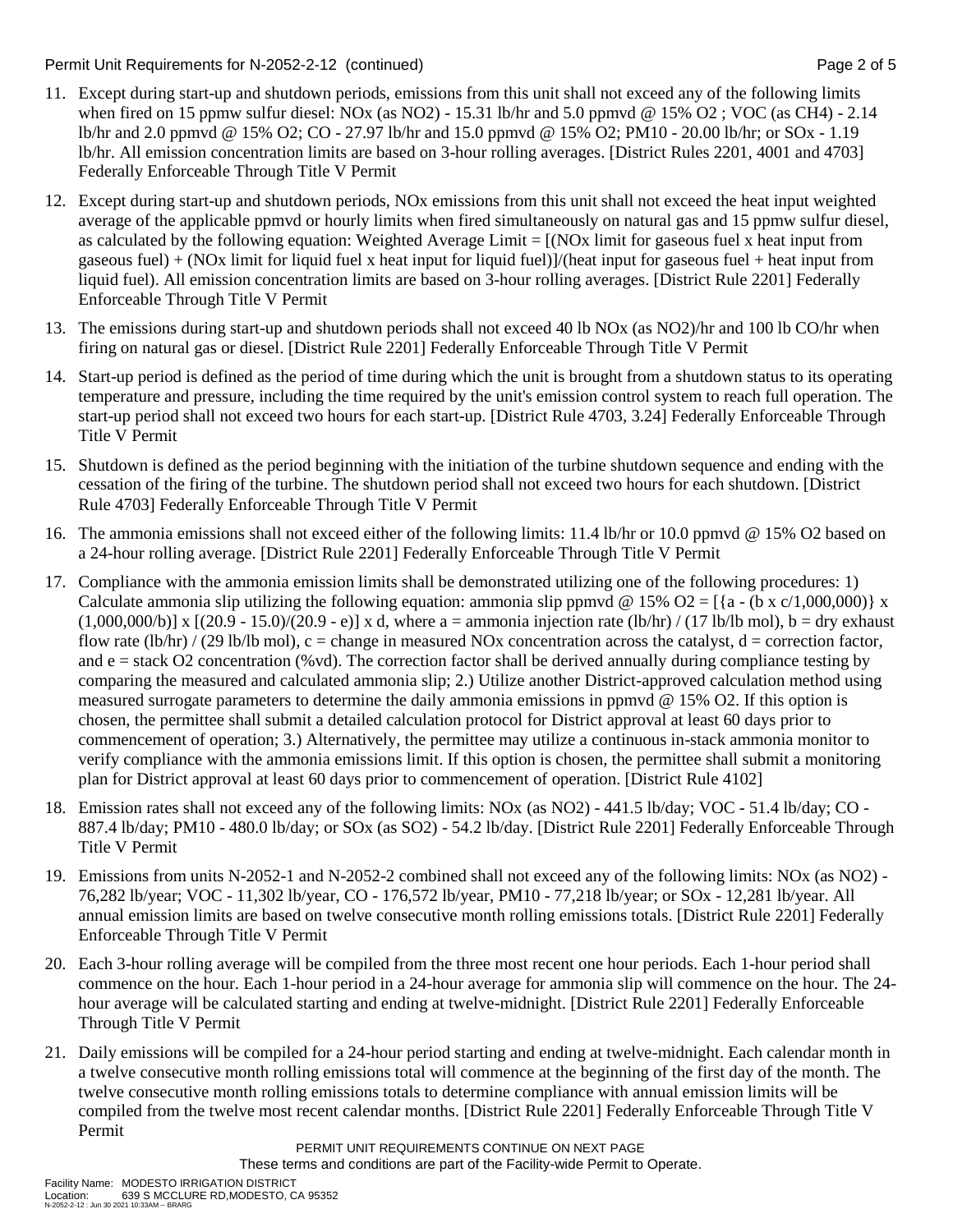11. Except during start-up and shutdown periods, emissions from this unit shall not exceed any of the following limits when fired on 15 ppmw sulfur diesel: NOx (as $NO_2$) - 15.31 lb/hr and 5.0 ppmvd @ 15% $O_2$ ; VOC (as $CH_4$) - 2.14 lb/hr and 2.0 ppmvd @ 15% $O_2$; CO - 27.97 lb/hr and 15.0 ppmvd @ 15% $O_2$; PM10 - 20.00 lb/hr; or SOx - 1.19 lb/hr. All emission concentration limits are based on 3-hour rolling averages. [District Rules 2201, 4001 and 4703] Federally Enforceable Through Title V Permit

12. Except during start-up and shutdown periods, NOx emissions from this unit shall not exceed the heat input weighted average of the applicable ppmvd or hourly limits when fired simultaneously on natural gas and 15 ppmw sulfur diesel, as calculated by the following equation: Weighted Average Limit = [(NOx limit for gaseous fuel x heat input from gaseous fuel) + (NOx limit for liquid fuel x heat input for liquid fuel)]/(heat input for gaseous fuel + heat input from liquid fuel). All emission concentration limits are based on 3-hour rolling averages. [District Rule 2201] Federally Enforceable Through Title V Permit

13. The emissions during start-up and shutdown periods shall not exceed 40 lb NOx (as $NO_2$)/hr and 100 lb CO/hr when firing on natural gas or diesel. [District Rule 2201] Federally Enforceable Through Title V Permit

14. Start-up period is defined as the period of time during which the unit is brought from a shutdown status to its operating temperature and pressure, including the time required by the unit's emission control system to reach full operation. The start-up period shall not exceed two hours for each start-up. [District Rule 4703, 3.24] Federally Enforceable Through Title V Permit

15. Shutdown is defined as the period beginning with the initiation of the turbine shutdown sequence and ending with the cessation of the firing of the turbine. The shutdown period shall not exceed two hours for each shutdown. [District Rule 4703] Federally Enforceable Through Title V Permit

16. The ammonia emissions shall not exceed either of the following limits: 11.4 lb/hr or 10.0 ppmvd @ 15% $O_2$ based on a 24-hour rolling average. [District Rule 2201] Federally Enforceable Through Title V Permit

17. Compliance with the ammonia emission limits shall be demonstrated utilizing one of the following procedures: 1) Calculate ammonia slip utilizing the following equation: ammonia slip ppmvd @ 15% $O_2$ = $[\{a - (b \times c/1{,}000{,}000)\} \times (1{,}000{,}000/b)] \times [(20.9 - 15.0)/(20.9 - e)] \times d$, where a = ammonia injection rate (lb/hr) / (17 lb/lb mol), b = dry exhaust flow rate (lb/hr) / (29 lb/lb mol), c = change in measured NOx concentration across the catalyst, d = correction factor, and e = stack $O_2$ concentration (%vd). The correction factor shall be derived annually during compliance testing by comparing the measured and calculated ammonia slip; 2.) Utilize another District-approved calculation method using measured surrogate parameters to determine the daily ammonia emissions in ppmvd @ 15% $O_2$. If this option is chosen, the permittee shall submit a detailed calculation protocol for District approval at least 60 days prior to commencement of operation; 3.) Alternatively, the permittee may utilize a continuous in-stack ammonia monitor to verify compliance with the ammonia emissions limit. If this option is chosen, the permittee shall submit a monitoring plan for District approval at least 60 days prior to commencement of operation. [District Rule 4102]

18. Emission rates shall not exceed any of the following limits: NOx (as $NO_2$) - 441.5 lb/day; VOC - 51.4 lb/day; CO - 887.4 lb/day; PM10 - 480.0 lb/day; or SOx (as $SO_2$) - 54.2 lb/day. [District Rule 2201] Federally Enforceable Through Title V Permit

19. Emissions from units N-2052-1 and N-2052-2 combined shall not exceed any of the following limits: NOx (as $NO_2$) - 76,282 lb/year; VOC - 11,302 lb/year, CO - 176,572 lb/year, PM10 - 77,218 lb/year; or SOx - 12,281 lb/year. All annual emission limits are based on twelve consecutive month rolling emissions totals. [District Rule 2201] Federally Enforceable Through Title V Permit

20. Each 3-hour rolling average will be compiled from the three most recent one hour periods. Each 1-hour period shall commence on the hour. Each 1-hour period in a 24-hour average for ammonia slip will commence on the hour. The 24-hour average will be calculated starting and ending at twelve-midnight. [District Rule 2201] Federally Enforceable Through Title V Permit

21. Daily emissions will be compiled for a 24-hour period starting and ending at twelve-midnight. Each calendar month in a twelve consecutive month rolling emissions total will commence at the beginning of the first day of the month. The twelve consecutive month rolling emissions totals to determine compliance with annual emission limits will be compiled from the twelve most recent calendar months. [District Rule 2201] Federally Enforceable Through Title V Permit

PERMIT UNIT REQUIREMENTS CONTINUE ON NEXT PAGE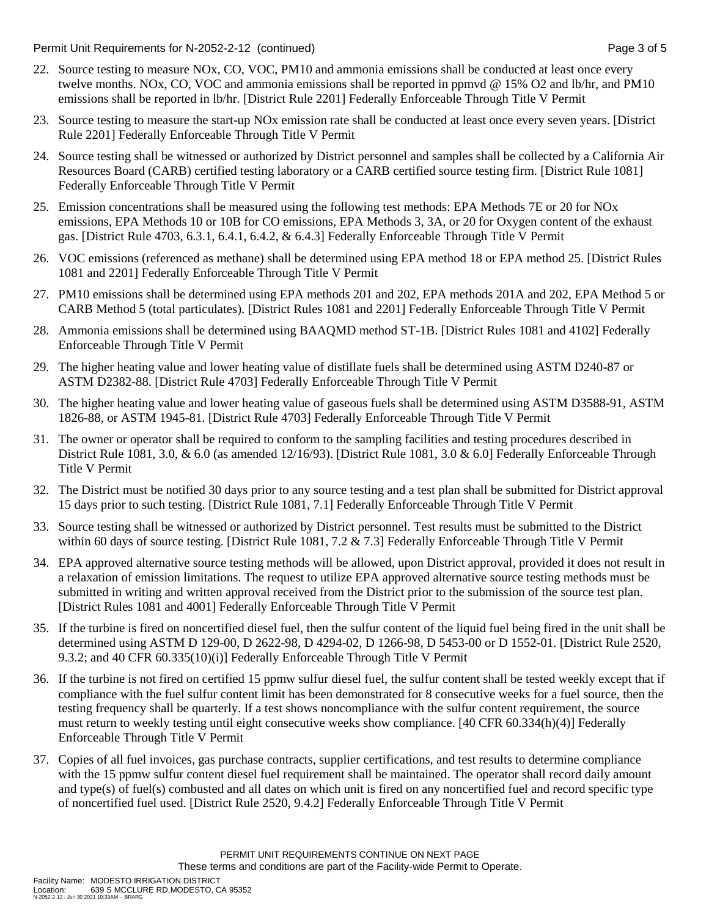22. Source testing to measure NOx, CO, VOC, PM10 and ammonia emissions shall be conducted at least once every twelve months. NOx, CO, VOC and ammonia emissions shall be reported in ppmvd @ 15% O2 and lb/hr, and PM10 emissions shall be reported in lb/hr. [District Rule 2201] Federally Enforceable Through Title V Permit

23. Source testing to measure the start-up NOx emission rate shall be conducted at least once every seven years. [District Rule 2201] Federally Enforceable Through Title V Permit

24. Source testing shall be witnessed or authorized by District personnel and samples shall be collected by a California Air Resources Board (CARB) certified testing laboratory or a CARB certified source testing firm. [District Rule 1081] Federally Enforceable Through Title V Permit

25. Emission concentrations shall be measured using the following test methods: EPA Methods 7E or 20 for NOx emissions, EPA Methods 10 or 10B for CO emissions, EPA Methods 3, 3A, or 20 for Oxygen content of the exhaust gas. [District Rule 4703, 6.3.1, 6.4.1, 6.4.2, & 6.4.3] Federally Enforceable Through Title V Permit

26. VOC emissions (referenced as methane) shall be determined using EPA method 18 or EPA method 25. [District Rules 1081 and 2201] Federally Enforceable Through Title V Permit

27. PM10 emissions shall be determined using EPA methods 201 and 202, EPA methods 201A and 202, EPA Method 5 or CARB Method 5 (total particulates). [District Rules 1081 and 2201] Federally Enforceable Through Title V Permit

28. Ammonia emissions shall be determined using BAAQMD method ST-1B. [District Rules 1081 and 4102] Federally Enforceable Through Title V Permit

29. The higher heating value and lower heating value of distillate fuels shall be determined using ASTM D240-87 or ASTM D2382-88. [District Rule 4703] Federally Enforceable Through Title V Permit

30. The higher heating value and lower heating value of gaseous fuels shall be determined using ASTM D3588-91, ASTM 1826-88, or ASTM 1945-81. [District Rule 4703] Federally Enforceable Through Title V Permit

31. The owner or operator shall be required to conform to the sampling facilities and testing procedures described in District Rule 1081, 3.0, & 6.0 (as amended 12/16/93). [District Rule 1081, 3.0 & 6.0] Federally Enforceable Through Title V Permit

32. The District must be notified 30 days prior to any source testing and a test plan shall be submitted for District approval 15 days prior to such testing. [District Rule 1081, 7.1] Federally Enforceable Through Title V Permit

33. Source testing shall be witnessed or authorized by District personnel. Test results must be submitted to the District within 60 days of source testing. [District Rule 1081, 7.2 & 7.3] Federally Enforceable Through Title V Permit

34. EPA approved alternative source testing methods will be allowed, upon District approval, provided it does not result in a relaxation of emission limitations. The request to utilize EPA approved alternative source testing methods must be submitted in writing and written approval received from the District prior to the submission of the source test plan. [District Rules 1081 and 4001] Federally Enforceable Through Title V Permit

35. If the turbine is fired on noncertified diesel fuel, then the sulfur content of the liquid fuel being fired in the unit shall be determined using ASTM D 129-00, D 2622-98, D 4294-02, D 1266-98, D 5453-00 or D 1552-01. [District Rule 2520, 9.3.2; and 40 CFR 60.335(10)(i)] Federally Enforceable Through Title V Permit

36. If the turbine is not fired on certified 15 ppmw sulfur diesel fuel, the sulfur content shall be tested weekly except that if compliance with the fuel sulfur content limit has been demonstrated for 8 consecutive weeks for a fuel source, then the testing frequency shall be quarterly. If a test shows noncompliance with the sulfur content requirement, the source must return to weekly testing until eight consecutive weeks show compliance. [40 CFR 60.334(h)(4)] Federally Enforceable Through Title V Permit

37. Copies of all fuel invoices, gas purchase contracts, supplier certifications, and test results to determine compliance with the 15 ppmw sulfur content diesel fuel requirement shall be maintained. The operator shall record daily amount and type(s) of fuel(s) combusted and all dates on which unit is fired on any noncertified fuel and record specific type of noncertified fuel used. [District Rule 2520, 9.4.2] Federally Enforceable Through Title V Permit

PERMIT UNIT REQUIREMENTS CONTINUE ON NEXT PAGE
These terms and conditions are part of the Facility-wide Permit to Operate.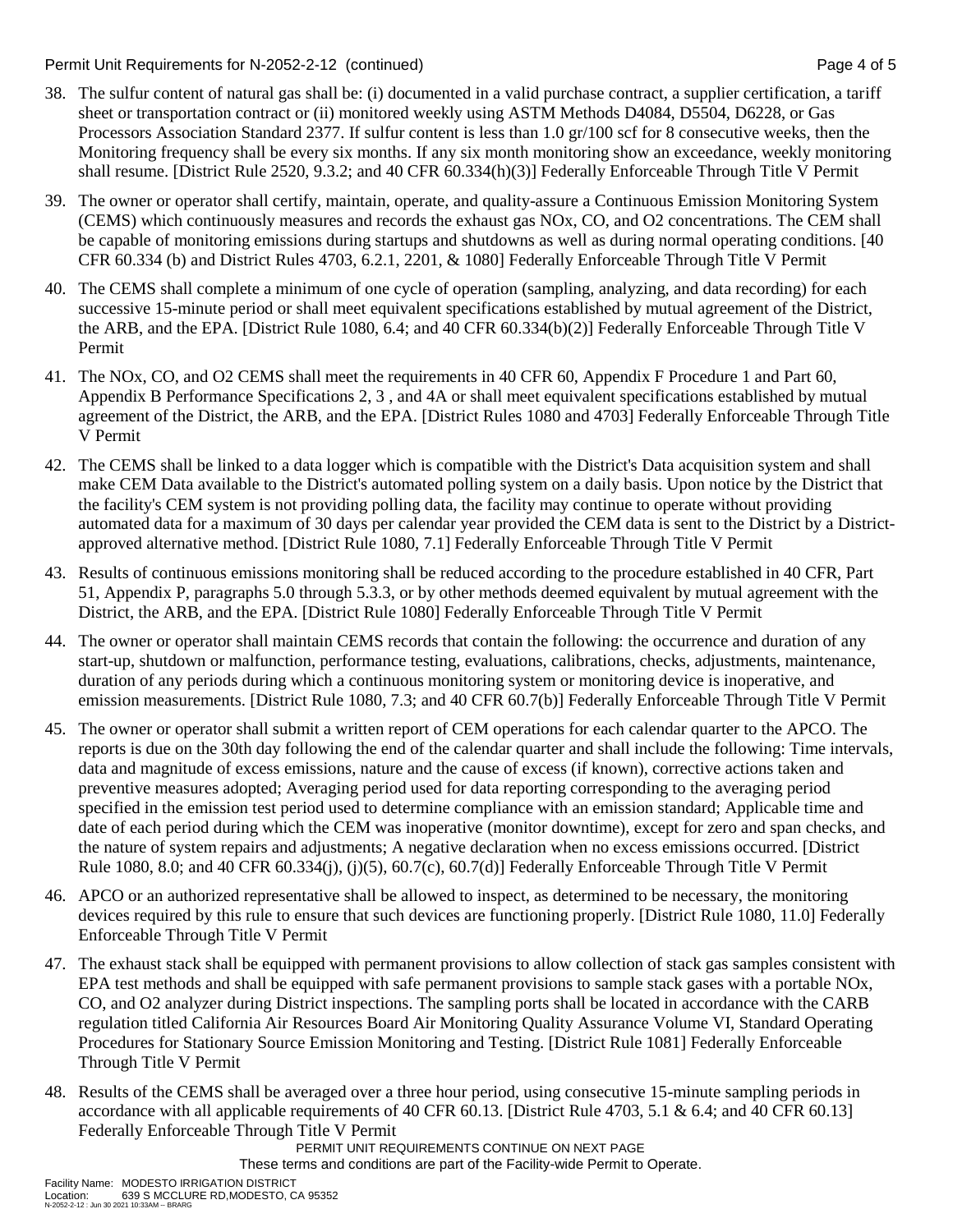38. The sulfur content of natural gas shall be: (i) documented in a valid purchase contract, a supplier certification, a tariff sheet or transportation contract or (ii) monitored weekly using ASTM Methods D4084, D5504, D6228, or Gas Processors Association Standard 2377. If sulfur content is less than 1.0 gr/100 scf for 8 consecutive weeks, then the Monitoring frequency shall be every six months. If any six month monitoring show an exceedance, weekly monitoring shall resume. [District Rule 2520, 9.3.2; and 40 CFR 60.334(h)(3)] Federally Enforceable Through Title V Permit

39. The owner or operator shall certify, maintain, operate, and quality-assure a Continuous Emission Monitoring System (CEMS) which continuously measures and records the exhaust gas NOx, CO, and O2 concentrations. The CEM shall be capable of monitoring emissions during startups and shutdowns as well as during normal operating conditions. [40 CFR 60.334 (b) and District Rules 4703, 6.2.1, 2201, & 1080] Federally Enforceable Through Title V Permit

40. The CEMS shall complete a minimum of one cycle of operation (sampling, analyzing, and data recording) for each successive 15-minute period or shall meet equivalent specifications established by mutual agreement of the District, the ARB, and the EPA. [District Rule 1080, 6.4; and 40 CFR 60.334(b)(2)] Federally Enforceable Through Title V Permit

41. The NOx, CO, and O2 CEMS shall meet the requirements in 40 CFR 60, Appendix F Procedure 1 and Part 60, Appendix B Performance Specifications 2, 3 , and 4A or shall meet equivalent specifications established by mutual agreement of the District, the ARB, and the EPA. [District Rules 1080 and 4703] Federally Enforceable Through Title V Permit

42. The CEMS shall be linked to a data logger which is compatible with the District's Data acquisition system and shall make CEM Data available to the District's automated polling system on a daily basis. Upon notice by the District that the facility's CEM system is not providing polling data, the facility may continue to operate without providing automated data for a maximum of 30 days per calendar year provided the CEM data is sent to the District by a District-approved alternative method. [District Rule 1080, 7.1] Federally Enforceable Through Title V Permit

43. Results of continuous emissions monitoring shall be reduced according to the procedure established in 40 CFR, Part 51, Appendix P, paragraphs 5.0 through 5.3.3, or by other methods deemed equivalent by mutual agreement with the District, the ARB, and the EPA. [District Rule 1080] Federally Enforceable Through Title V Permit

44. The owner or operator shall maintain CEMS records that contain the following: the occurrence and duration of any start-up, shutdown or malfunction, performance testing, evaluations, calibrations, checks, adjustments, maintenance, duration of any periods during which a continuous monitoring system or monitoring device is inoperative, and emission measurements. [District Rule 1080, 7.3; and 40 CFR 60.7(b)] Federally Enforceable Through Title V Permit

45. The owner or operator shall submit a written report of CEM operations for each calendar quarter to the APCO. The reports is due on the 30th day following the end of the calendar quarter and shall include the following: Time intervals, data and magnitude of excess emissions, nature and the cause of excess (if known), corrective actions taken and preventive measures adopted; Averaging period used for data reporting corresponding to the averaging period specified in the emission test period used to determine compliance with an emission standard; Applicable time and date of each period during which the CEM was inoperative (monitor downtime), except for zero and span checks, and the nature of system repairs and adjustments; A negative declaration when no excess emissions occurred. [District Rule 1080, 8.0; and 40 CFR 60.334(j), (j)(5), 60.7(c), 60.7(d)] Federally Enforceable Through Title V Permit

46. APCO or an authorized representative shall be allowed to inspect, as determined to be necessary, the monitoring devices required by this rule to ensure that such devices are functioning properly. [District Rule 1080, 11.0] Federally Enforceable Through Title V Permit

47. The exhaust stack shall be equipped with permanent provisions to allow collection of stack gas samples consistent with EPA test methods and shall be equipped with safe permanent provisions to sample stack gases with a portable NOx, CO, and O2 analyzer during District inspections. The sampling ports shall be located in accordance with the CARB regulation titled California Air Resources Board Air Monitoring Quality Assurance Volume VI, Standard Operating Procedures for Stationary Source Emission Monitoring and Testing. [District Rule 1081] Federally Enforceable Through Title V Permit

48. Results of the CEMS shall be averaged over a three hour period, using consecutive 15-minute sampling periods in accordance with all applicable requirements of 40 CFR 60.13. [District Rule 4703, 5.1 & 6.4; and 40 CFR 60.13] Federally Enforceable Through Title V Permit

PERMIT UNIT REQUIREMENTS CONTINUE ON NEXT PAGE

These terms and conditions are part of the Facility-wide Permit to Operate.

Facility Name: MODESTO IRRIGATION DISTRICT
Location: 639 S MCCLURE RD,MODESTO, CA 95352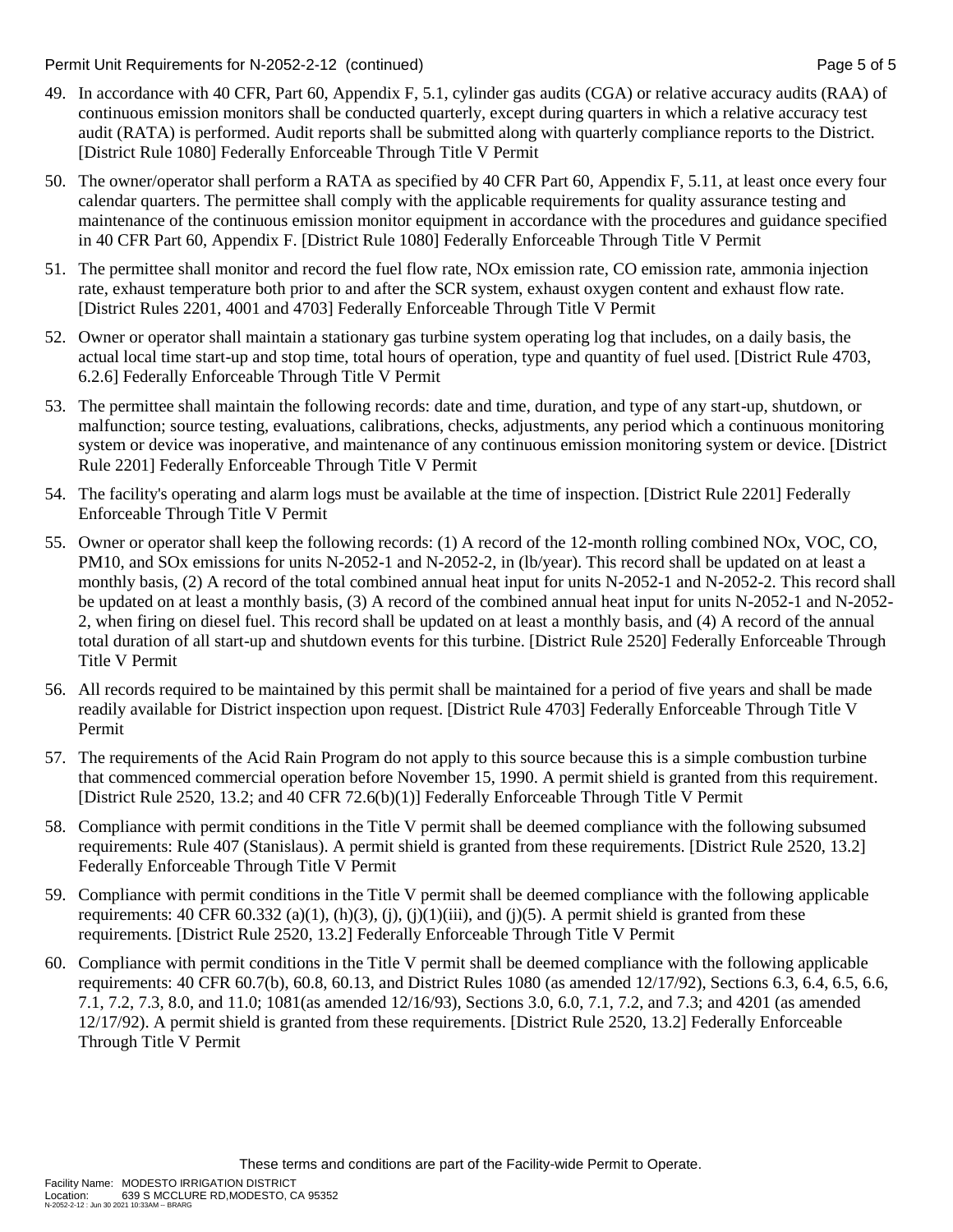49. In accordance with 40 CFR, Part 60, Appendix F, 5.1, cylinder gas audits (CGA) or relative accuracy audits (RAA) of continuous emission monitors shall be conducted quarterly, except during quarters in which a relative accuracy test audit (RATA) is performed. Audit reports shall be submitted along with quarterly compliance reports to the District. [District Rule 1080] Federally Enforceable Through Title V Permit

50. The owner/operator shall perform a RATA as specified by 40 CFR Part 60, Appendix F, 5.11, at least once every four calendar quarters. The permittee shall comply with the applicable requirements for quality assurance testing and maintenance of the continuous emission monitor equipment in accordance with the procedures and guidance specified in 40 CFR Part 60, Appendix F. [District Rule 1080] Federally Enforceable Through Title V Permit

51. The permittee shall monitor and record the fuel flow rate, NOx emission rate, CO emission rate, ammonia injection rate, exhaust temperature both prior to and after the SCR system, exhaust oxygen content and exhaust flow rate. [District Rules 2201, 4001 and 4703] Federally Enforceable Through Title V Permit

52. Owner or operator shall maintain a stationary gas turbine system operating log that includes, on a daily basis, the actual local time start-up and stop time, total hours of operation, type and quantity of fuel used. [District Rule 4703, 6.2.6] Federally Enforceable Through Title V Permit

53. The permittee shall maintain the following records: date and time, duration, and type of any start-up, shutdown, or malfunction; source testing, evaluations, calibrations, checks, adjustments, any period which a continuous monitoring system or device was inoperative, and maintenance of any continuous emission monitoring system or device. [District Rule 2201] Federally Enforceable Through Title V Permit

54. The facility's operating and alarm logs must be available at the time of inspection. [District Rule 2201] Federally Enforceable Through Title V Permit

55. Owner or operator shall keep the following records: (1) A record of the 12-month rolling combined NOx, VOC, CO, PM10, and SOx emissions for units N-2052-1 and N-2052-2, in (lb/year). This record shall be updated on at least a monthly basis, (2) A record of the total combined annual heat input for units N-2052-1 and N-2052-2. This record shall be updated on at least a monthly basis, (3) A record of the combined annual heat input for units N-2052-1 and N-2052-2, when firing on diesel fuel. This record shall be updated on at least a monthly basis, and (4) A record of the annual total duration of all start-up and shutdown events for this turbine. [District Rule 2520] Federally Enforceable Through Title V Permit

56. All records required to be maintained by this permit shall be maintained for a period of five years and shall be made readily available for District inspection upon request. [District Rule 4703] Federally Enforceable Through Title V Permit

57. The requirements of the Acid Rain Program do not apply to this source because this is a simple combustion turbine that commenced commercial operation before November 15, 1990. A permit shield is granted from this requirement. [District Rule 2520, 13.2; and 40 CFR 72.6(b)(1)] Federally Enforceable Through Title V Permit

58. Compliance with permit conditions in the Title V permit shall be deemed compliance with the following subsumed requirements: Rule 407 (Stanislaus). A permit shield is granted from these requirements. [District Rule 2520, 13.2] Federally Enforceable Through Title V Permit

59. Compliance with permit conditions in the Title V permit shall be deemed compliance with the following applicable requirements: 40 CFR 60.332 (a)(1), (h)(3), (j), (j)(1)(iii), and (j)(5). A permit shield is granted from these requirements. [District Rule 2520, 13.2] Federally Enforceable Through Title V Permit

60. Compliance with permit conditions in the Title V permit shall be deemed compliance with the following applicable requirements: 40 CFR 60.7(b), 60.8, 60.13, and District Rules 1080 (as amended 12/17/92), Sections 6.3, 6.4, 6.5, 6.6, 7.1, 7.2, 7.3, 8.0, and 11.0; 1081(as amended 12/16/93), Sections 3.0, 6.0, 7.1, 7.2, and 7.3; and 4201 (as amended 12/17/92). A permit shield is granted from these requirements. [District Rule 2520, 13.2] Federally Enforceable Through Title V Permit

These terms and conditions are part of the Facility-wide Permit to Operate.